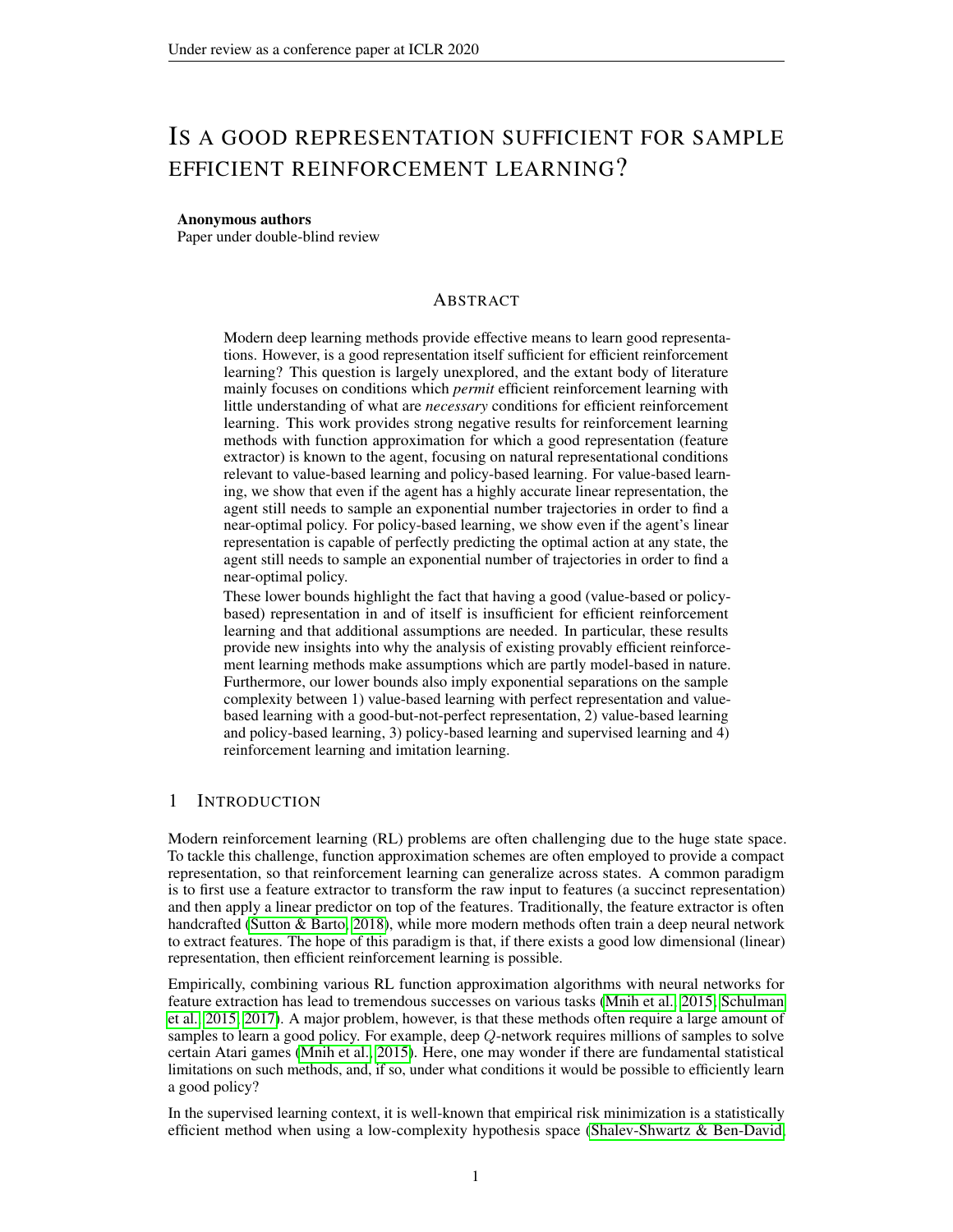# IS A GOOD REPRESENTATION SUFFICIENT FOR SAMPLE EFFICIENT REINFORCEMENT LEARNING?

**Anonymous authors**
Paper under double-blind review

## ABSTRACT

Modern deep learning methods provide effective means to learn good representations. However, is a good representation itself sufficient for efficient reinforcement learning? This question is largely unexplored, and the extant body of literature mainly focuses on conditions which *permit* efficient reinforcement learning with little understanding of what are *necessary* conditions for efficient reinforcement learning. This work provides strong negative results for reinforcement learning methods with function approximation for which a good representation (feature extractor) is known to the agent, focusing on natural representational conditions relevant to value-based learning and policy-based learning. For value-based learning, we show that even if the agent has a highly accurate linear representation, the agent still needs to sample an exponential number trajectories in order to find a near-optimal policy. For policy-based learning, we show even if the agent's linear representation is capable of perfectly predicting the optimal action at any state, the agent still needs to sample an exponential number of trajectories in order to find a near-optimal policy.

These lower bounds highlight the fact that having a good (value-based or policy-based) representation in and of itself is insufficient for efficient reinforcement learning and that additional assumptions are needed. In particular, these results provide new insights into why the analysis of existing provably efficient reinforcement learning methods make assumptions which are partly model-based in nature. Furthermore, our lower bounds also imply exponential separations on the sample complexity between 1) value-based learning with perfect representation and value-based learning with a good-but-not-perfect representation, 2) value-based learning and policy-based learning, 3) policy-based learning and supervised learning and 4) reinforcement learning and imitation learning.

## 1 INTRODUCTION

Modern reinforcement learning (RL) problems are often challenging due to the huge state space. To tackle this challenge, function approximation schemes are often employed to provide a compact representation, so that reinforcement learning can generalize across states. A common paradigm is to first use a feature extractor to transform the raw input to features (a succinct representation) and then apply a linear predictor on top of the features. Traditionally, the feature extractor is often handcrafted (Sutton & Barto, 2018), while more modern methods often train a deep neural network to extract features. The hope of this paradigm is that, if there exists a good low dimensional (linear) representation, then efficient reinforcement learning is possible.

Empirically, combining various RL function approximation algorithms with neural networks for feature extraction has lead to tremendous successes on various tasks (Mnih et al., 2015; Schulman et al., 2015; 2017). A major problem, however, is that these methods often require a large amount of samples to learn a good policy. For example, deep $Q$-network requires millions of samples to solve certain Atari games (Mnih et al., 2015). Here, one may wonder if there are fundamental statistical limitations on such methods, and, if so, under what conditions it would be possible to efficiently learn a good policy?

In the supervised learning context, it is well-known that empirical risk minimization is a statistically efficient method when using a low-complexity hypothesis space (Shalev-Shwartz & Ben-David,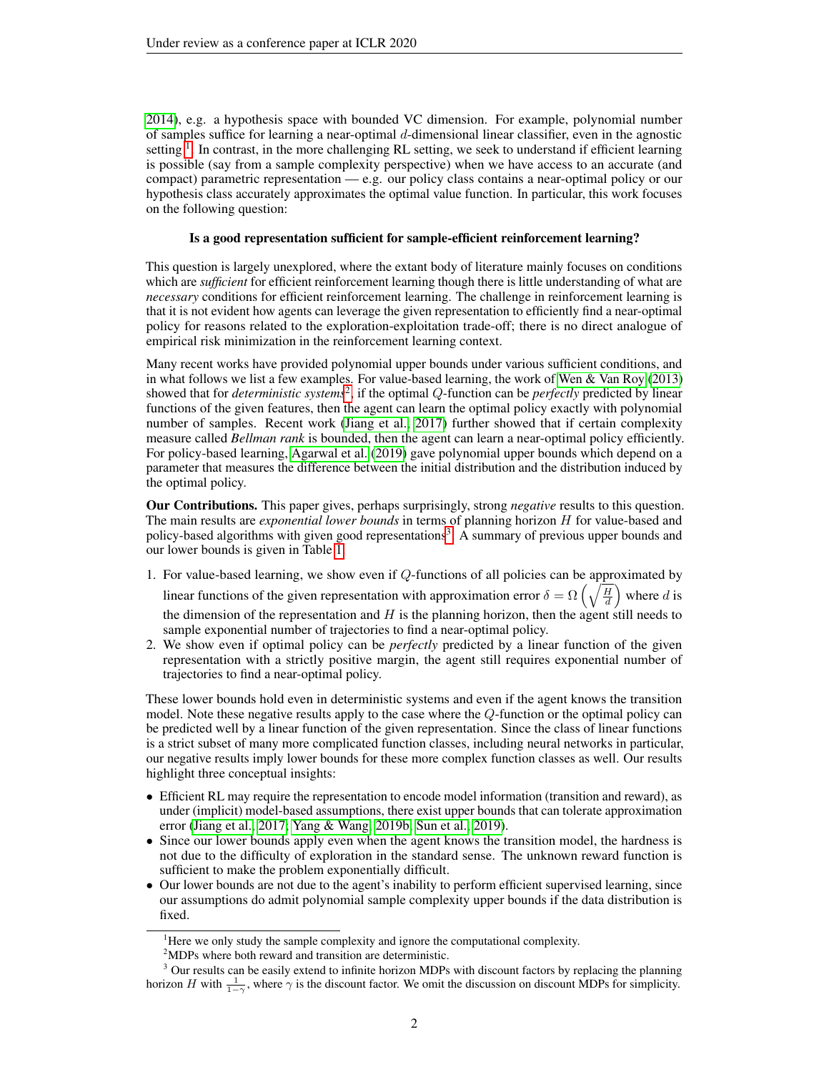2014), e.g. a hypothesis space with bounded VC dimension. For example, polynomial number of samples suffice for learning a near-optimal $d$-dimensional linear classifier, even in the agnostic setting[1]. In contrast, in the more challenging RL setting, we seek to understand if efficient learning is possible (say from a sample complexity perspective) when we have access to an accurate (and compact) parametric representation — e.g. our policy class contains a near-optimal policy or our hypothesis class accurately approximates the optimal value function. In particular, this work focuses on the following question:

**Is a good representation sufficient for sample-efficient reinforcement learning?**

This question is largely unexplored, where the extant body of literature mainly focuses on conditions which are *sufficient* for efficient reinforcement learning though there is little understanding of what are *necessary* conditions for efficient reinforcement learning. The challenge in reinforcement learning is that it is not evident how agents can leverage the given representation to efficiently find a near-optimal policy for reasons related to the exploration-exploitation trade-off; there is no direct analogue of empirical risk minimization in the reinforcement learning context.

Many recent works have provided polynomial upper bounds under various sufficient conditions, and in what follows we list a few examples. For value-based learning, the work of Wen & Van Roy (2013) showed that for *deterministic systems*[2], if the optimal $Q$-function can be *perfectly* predicted by linear functions of the given features, then the agent can learn the optimal policy exactly with polynomial number of samples. Recent work (Jiang et al., 2017) further showed that if certain complexity measure called *Bellman rank* is bounded, then the agent can learn a near-optimal policy efficiently. For policy-based learning, Agarwal et al. (2019) gave polynomial upper bounds which depend on a parameter that measures the difference between the initial distribution and the distribution induced by the optimal policy.

**Our Contributions.** This paper gives, perhaps surprisingly, strong *negative* results to this question. The main results are *exponential lower bounds* in terms of planning horizon $H$ for value-based and policy-based algorithms with given good representations[3]. A summary of previous upper bounds and our lower bounds is given in Table 1.

1. For value-based learning, we show even if $Q$-functions of all policies can be approximated by linear functions of the given representation with approximation error $\delta = \Omega\left(\sqrt{\frac{H}{d}}\right)$ where $d$ is the dimension of the representation and $H$ is the planning horizon, then the agent still needs to sample exponential number of trajectories to find a near-optimal policy.
2. We show even if optimal policy can be *perfectly* predicted by a linear function of the given representation with a strictly positive margin, the agent still requires exponential number of trajectories to find a near-optimal policy.

These lower bounds hold even in deterministic systems and even if the agent knows the transition model. Note these negative results apply to the case where the $Q$-function or the optimal policy can be predicted well by a linear function of the given representation. Since the class of linear functions is a strict subset of many more complicated function classes, including neural networks in particular, our negative results imply lower bounds for these more complex function classes as well. Our results highlight three conceptual insights:

- Efficient RL may require the representation to encode model information (transition and reward), as under (implicit) model-based assumptions, there exist upper bounds that can tolerate approximation error (Jiang et al., 2017; Yang & Wang, 2019b; Sun et al., 2019).
- Since our lower bounds apply even when the agent knows the transition model, the hardness is not due to the difficulty of exploration in the standard sense. The unknown reward function is sufficient to make the problem exponentially difficult.
- Our lower bounds are not due to the agent's inability to perform efficient supervised learning, since our assumptions do admit polynomial sample complexity upper bounds if the data distribution is fixed.

[1] Here we only study the sample complexity and ignore the computational complexity.

[2] MDPs where both reward and transition are deterministic.

[3] Our results can be easily extend to infinite horizon MDPs with discount factors by replacing the planning horizon $H$ with $\frac{1}{1-\gamma}$, where $\gamma$ is the discount factor. We omit the discussion on discount MDPs for simplicity.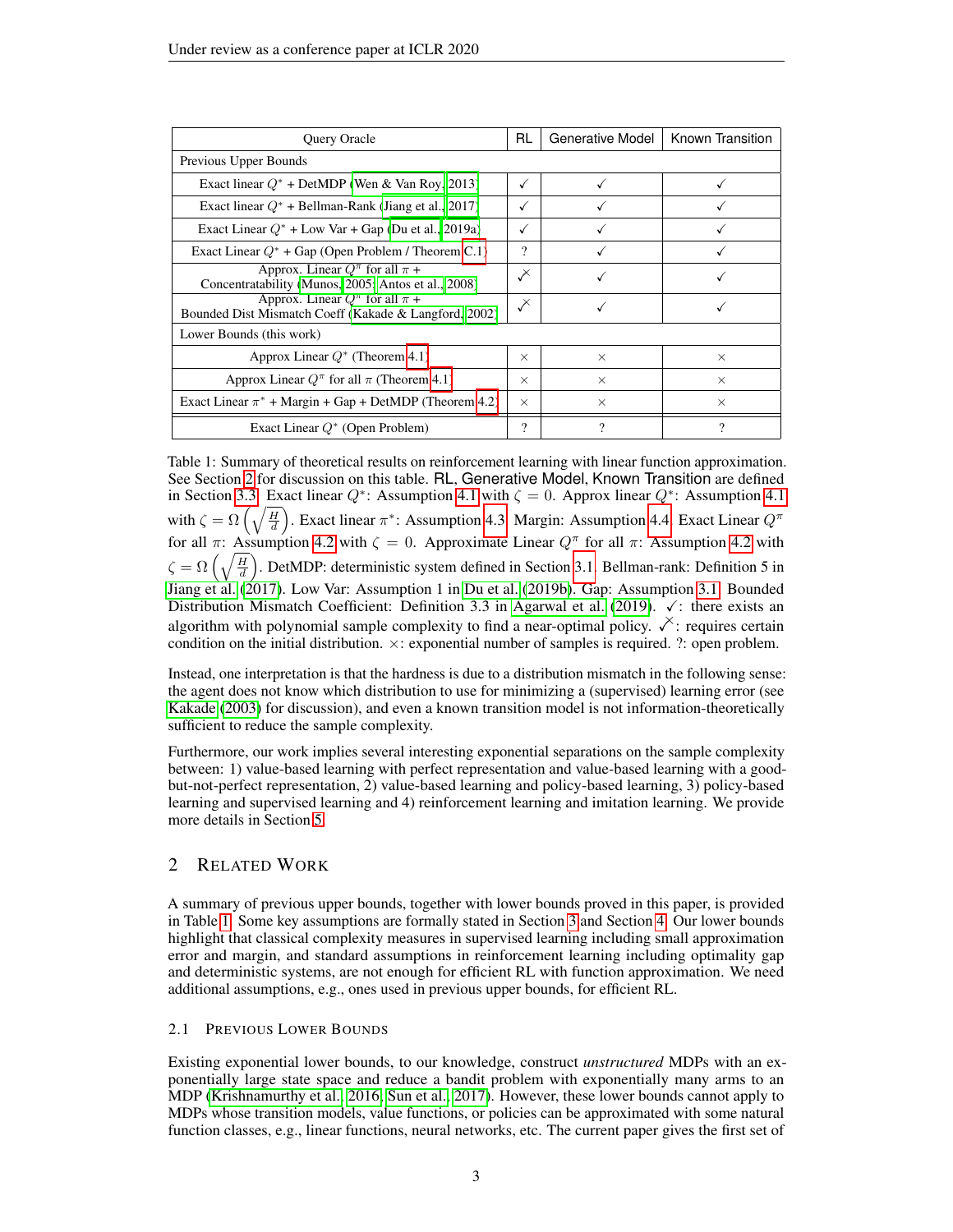| Query Oracle | RL | Generative Model | Known Transition |
|---|---|---|---|
| Previous Upper Bounds | | | |
| Exact linear $Q^*$ + DetMDP (Wen & Van Roy, 2013) | ✓ | ✓ | ✓ |
| Exact linear $Q^*$ + Bellman-Rank (Jiang et al., 2017) | ✓ | ✓ | ✓ |
| Exact Linear $Q^*$ + Low Var + Gap (Du et al., 2019a) | ✓ | ✓ | ✓ |
| Exact Linear $Q^*$ + Gap (Open Problem / Theorem C.1) | ? | ✓ | ✓ |
| Approx. Linear $Q^\pi$ for all $\pi$ + Concentratability (Munos, 2005; Antos et al., 2008) | ✓$^\times$ | ✓ | ✓ |
| Approx. Linear $Q^\pi$ for all $\pi$ + Bounded Dist Mismatch Coeff (Kakade & Langford, 2002) | ✓$^\times$ | ✓ | ✓ |
| Lower Bounds (this work) | | | |
| Approx Linear $Q^*$ (Theorem 4.1) | × | × | × |
| Approx Linear $Q^\pi$ for all $\pi$ (Theorem 4.1) | × | × | × |
| Exact Linear $\pi^*$ + Margin + Gap + DetMDP (Theorem 4.2) | × | × | × |
| Exact Linear $Q^*$ (Open Problem) | ? | ? | ? |

Table 1: Summary of theoretical results on reinforcement learning with linear function approximation. See Section 2 for discussion on this table. RL, Generative Model, Known Transition are defined in Section 3.3. Exact linear $Q^*$: Assumption 4.1 with $\zeta = 0$. Approx linear $Q^*$: Assumption 4.1 with $\zeta = \Omega\left(\sqrt{\frac{H}{d}}\right)$. Exact linear $\pi^*$: Assumption 4.3. Margin: Assumption 4.4. Exact Linear $Q^\pi$ for all $\pi$: Assumption 4.2 with $\zeta = 0$. Approximate Linear $Q^\pi$ for all $\pi$: Assumption 4.2 with $\zeta = \Omega\left(\sqrt{\frac{H}{d}}\right)$. DetMDP: deterministic system defined in Section 3.1. Bellman-rank: Definition 5 in Jiang et al. (2017). Low Var: Assumption 1 in Du et al. (2019b). Gap: Assumption 3.1. Bounded Distribution Mismatch Coefficient: Definition 3.3 in Agarwal et al. (2019). ✓: there exists an algorithm with polynomial sample complexity to find a near-optimal policy. ✓$^\times$: requires certain condition on the initial distribution. ×: exponential number of samples is required. ?: open problem.

Instead, one interpretation is that the hardness is due to a distribution mismatch in the following sense: the agent does not know which distribution to use for minimizing a (supervised) learning error (see Kakade (2003) for discussion), and even a known transition model is not information-theoretically sufficient to reduce the sample complexity.

Furthermore, our work implies several interesting exponential separations on the sample complexity between: 1) value-based learning with perfect representation and value-based learning with a good-but-not-perfect representation, 2) value-based learning and policy-based learning, 3) policy-based learning and supervised learning and 4) reinforcement learning and imitation learning. We provide more details in Section 5.

## 2 Related Work

A summary of previous upper bounds, together with lower bounds proved in this paper, is provided in Table 1. Some key assumptions are formally stated in Section 3 and Section 4. Our lower bounds highlight that classical complexity measures in supervised learning including small approximation error and margin, and standard assumptions in reinforcement learning including optimality gap and deterministic systems, are not enough for efficient RL with function approximation. We need additional assumptions, e.g., ones used in previous upper bounds, for efficient RL.

### 2.1 Previous Lower Bounds

Existing exponential lower bounds, to our knowledge, construct *unstructured* MDPs with an exponentially large state space and reduce a bandit problem with exponentially many arms to an MDP (Krishnamurthy et al., 2016; Sun et al., 2017). However, these lower bounds cannot apply to MDPs whose transition models, value functions, or policies can be approximated with some natural function classes, e.g., linear functions, neural networks, etc. The current paper gives the first set of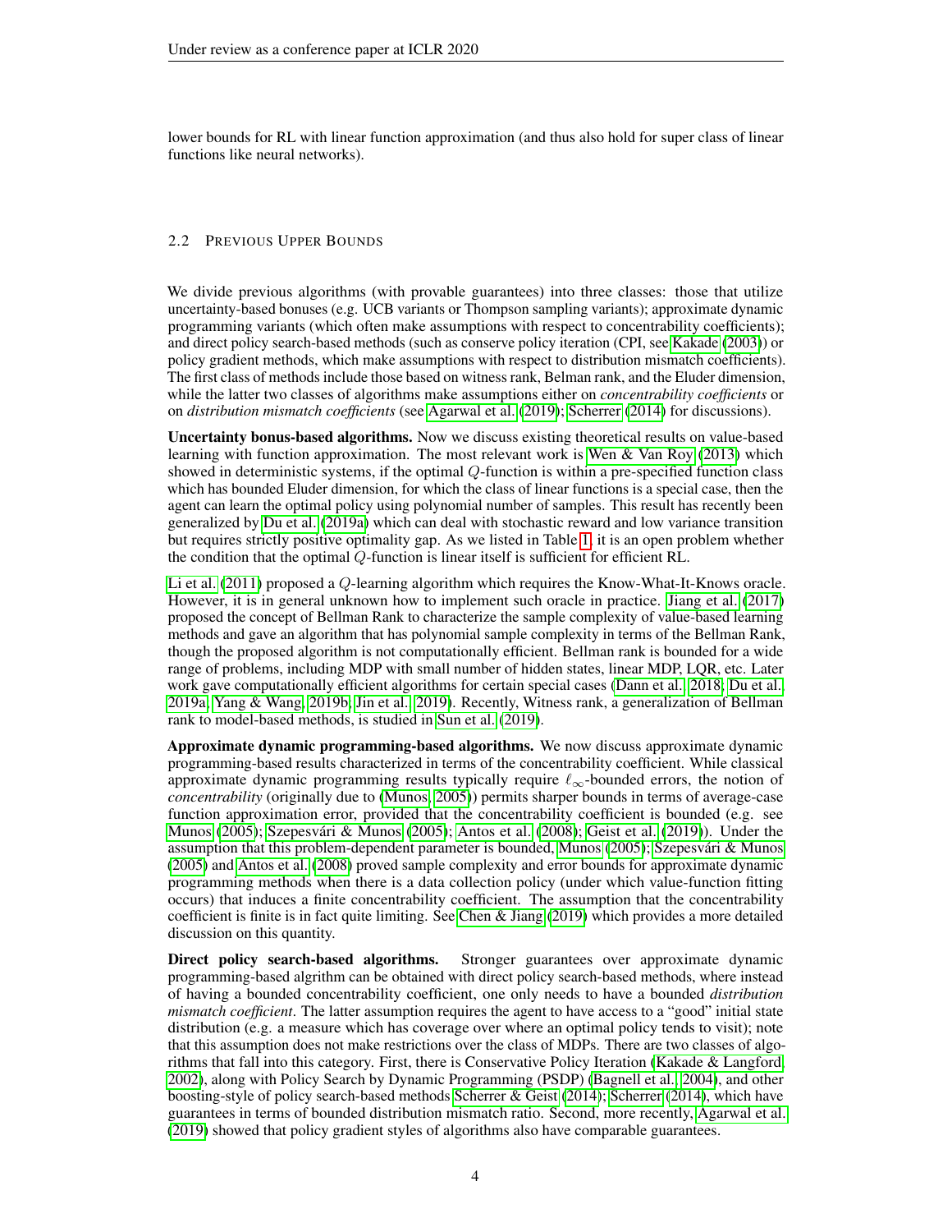lower bounds for RL with linear function approximation (and thus also hold for super class of linear functions like neural networks).

### 2.2 Previous Upper Bounds

We divide previous algorithms (with provable guarantees) into three classes: those that utilize uncertainty-based bonuses (e.g. UCB variants or Thompson sampling variants); approximate dynamic programming variants (which often make assumptions with respect to concentrability coefficients); and direct policy search-based methods (such as conserve policy iteration (CPI, see Kakade (2003)) or policy gradient methods, which make assumptions with respect to distribution mismatch coefficients). The first class of methods include those based on witness rank, Belman rank, and the Eluder dimension, while the latter two classes of algorithms make assumptions either on *concentrability coefficients* or on *distribution mismatch coefficients* (see Agarwal et al. (2019); Scherrer (2014) for discussions).

**Uncertainty bonus-based algorithms.** Now we discuss existing theoretical results on value-based learning with function approximation. The most relevant work is Wen & Van Roy (2013) which showed in deterministic systems, if the optimal $Q$-function is within a pre-specified function class which has bounded Eluder dimension, for which the class of linear functions is a special case, then the agent can learn the optimal policy using polynomial number of samples. This result has recently been generalized by Du et al. (2019a) which can deal with stochastic reward and low variance transition but requires strictly positive optimality gap. As we listed in Table 1, it is an open problem whether the condition that the optimal $Q$-function is linear itself is sufficient for efficient RL.

Li et al. (2011) proposed a $Q$-learning algorithm which requires the Know-What-It-Knows oracle. However, it is in general unknown how to implement such oracle in practice. Jiang et al. (2017) proposed the concept of Bellman Rank to characterize the sample complexity of value-based learning methods and gave an algorithm that has polynomial sample complexity in terms of the Bellman Rank, though the proposed algorithm is not computationally efficient. Bellman rank is bounded for a wide range of problems, including MDP with small number of hidden states, linear MDP, LQR, etc. Later work gave computationally efficient algorithms for certain special cases (Dann et al., 2018; Du et al., 2019a; Yang & Wang, 2019b; Jin et al., 2019). Recently, Witness rank, a generalization of Bellman rank to model-based methods, is studied in Sun et al. (2019).

**Approximate dynamic programming-based algorithms.** We now discuss approximate dynamic programming-based results characterized in terms of the concentrability coefficient. While classical approximate dynamic programming results typically require $\ell_\infty$-bounded errors, the notion of *concentrability* (originally due to (Munos, 2005)) permits sharper bounds in terms of average-case function approximation error, provided that the concentrability coefficient is bounded (e.g. see Munos (2005); Szepesvári & Munos (2005); Antos et al. (2008); Geist et al. (2019)). Under the assumption that this problem-dependent parameter is bounded, Munos (2005); Szepesvári & Munos (2005) and Antos et al. (2008) proved sample complexity and error bounds for approximate dynamic programming methods when there is a data collection policy (under which value-function fitting occurs) that induces a finite concentrability coefficient. The assumption that the concentrability coefficient is finite is in fact quite limiting. See Chen & Jiang (2019) which provides a more detailed discussion on this quantity.

**Direct policy search-based algorithms.** Stronger guarantees over approximate dynamic programming-based algrithm can be obtained with direct policy search-based methods, where instead of having a bounded concentrability coefficient, one only needs to have a bounded *distribution mismatch coefficient*. The latter assumption requires the agent to have access to a "good" initial state distribution (e.g. a measure which has coverage over where an optimal policy tends to visit); note that this assumption does not make restrictions over the class of MDPs. There are two classes of algorithms that fall into this category. First, there is Conservative Policy Iteration (Kakade & Langford, 2002), along with Policy Search by Dynamic Programming (PSDP) (Bagnell et al., 2004), and other boosting-style of policy search-based methods Scherrer & Geist (2014); Scherrer (2014), which have guarantees in terms of bounded distribution mismatch ratio. Second, more recently, Agarwal et al. (2019) showed that policy gradient styles of algorithms also have comparable guarantees.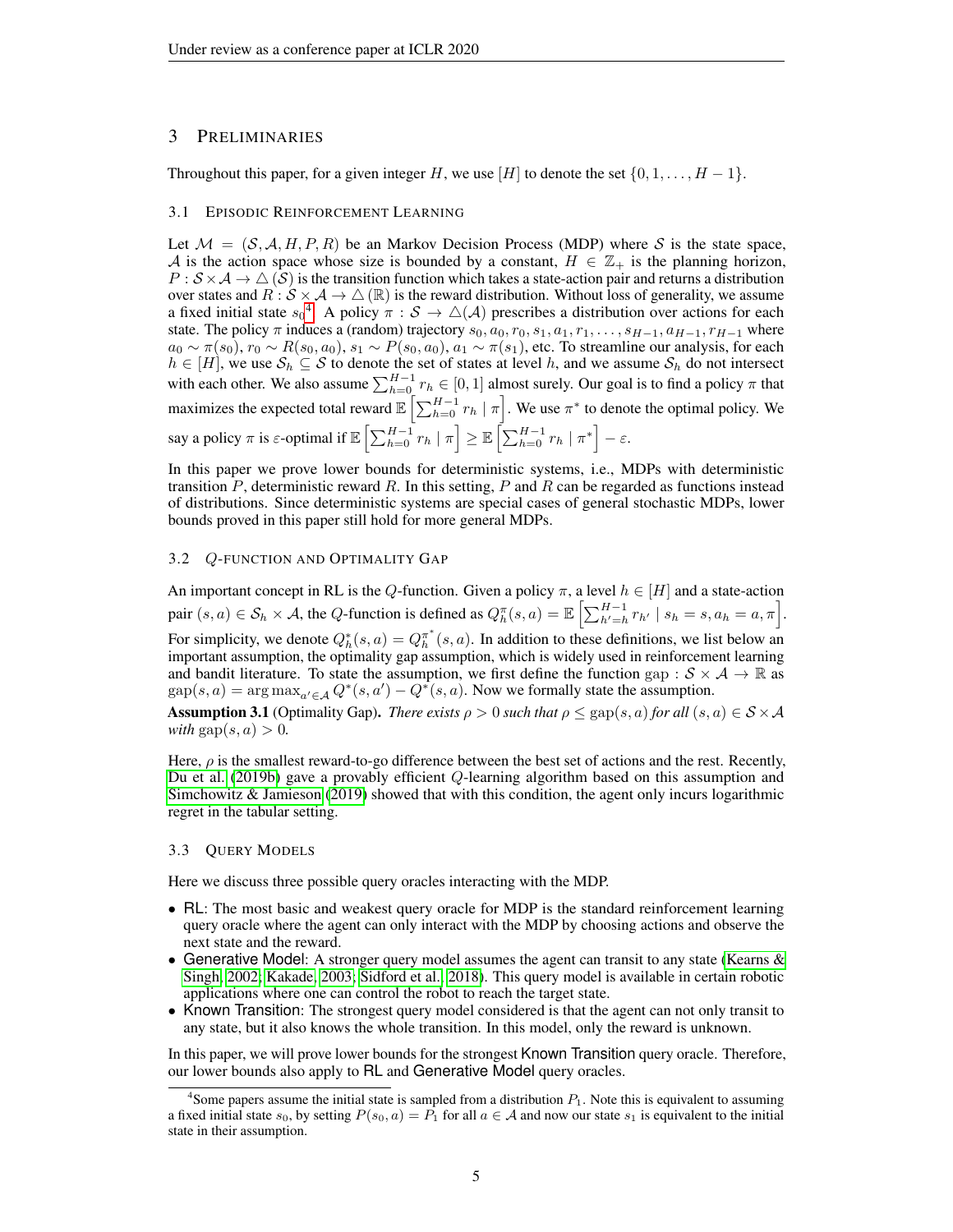## 3 Preliminaries

Throughout this paper, for a given integer $H$, we use $[H]$ to denote the set $\{0, 1, \ldots, H-1\}$.

### 3.1 Episodic Reinforcement Learning

Let $\mathcal{M} = (\mathcal{S}, \mathcal{A}, H, P, R)$ be an Markov Decision Process (MDP) where $\mathcal{S}$ is the state space, $\mathcal{A}$ is the action space whose size is bounded by a constant, $H \in \mathbb{Z}_+$ is the planning horizon, $P : \mathcal{S} \times \mathcal{A} \to \triangle(\mathcal{S})$ is the transition function which takes a state-action pair and returns a distribution over states and $R : \mathcal{S} \times \mathcal{A} \to \triangle(\mathbb{R})$ is the reward distribution. Without loss of generality, we assume a fixed initial state $s_0$[4]. A policy $\pi : \mathcal{S} \to \triangle(\mathcal{A})$ prescribes a distribution over actions for each state. The policy $\pi$ induces a (random) trajectory $s_0, a_0, r_0, s_1, a_1, r_1, \ldots, s_{H-1}, a_{H-1}, r_{H-1}$ where $a_0 \sim \pi(s_0)$, $r_0 \sim R(s_0, a_0)$, $s_1 \sim P(s_0, a_0)$, $a_1 \sim \pi(s_1)$, etc. To streamline our analysis, for each $h \in [H]$, we use $\mathcal{S}_h \subseteq \mathcal{S}$ to denote the set of states at level $h$, and we assume $\mathcal{S}_h$ do not intersect with each other. We also assume $\sum_{h=0}^{H-1} r_h \in [0, 1]$ almost surely. Our goal is to find a policy $\pi$ that maximizes the expected total reward $\mathbb{E}\left[\sum_{h=0}^{H-1} r_h \mid \pi\right]$. We use $\pi^*$ to denote the optimal policy. We say a policy $\pi$ is $\varepsilon$-optimal if $\mathbb{E}\left[\sum_{h=0}^{H-1} r_h \mid \pi\right] \geq \mathbb{E}\left[\sum_{h=0}^{H-1} r_h \mid \pi^*\right] - \varepsilon$.

In this paper we prove lower bounds for deterministic systems, i.e., MDPs with deterministic transition $P$, deterministic reward $R$. In this setting, $P$ and $R$ can be regarded as functions instead of distributions. Since deterministic systems are special cases of general stochastic MDPs, lower bounds proved in this paper still hold for more general MDPs.

### 3.2 $Q$-function and Optimality Gap

An important concept in RL is the $Q$-function. Given a policy $\pi$, a level $h \in [H]$ and a state-action pair $(s, a) \in \mathcal{S}_h \times \mathcal{A}$, the $Q$-function is defined as $Q_h^\pi(s, a) = \mathbb{E}\left[\sum_{h'=h}^{H-1} r_{h'} \mid s_h = s, a_h = a, \pi\right]$. For simplicity, we denote $Q_h^*(s, a) = Q_h^{\pi^*}(s, a)$. In addition to these definitions, we list below an important assumption, the optimality gap assumption, which is widely used in reinforcement learning and bandit literature. To state the assumption, we first define the function $\text{gap} : \mathcal{S} \times \mathcal{A} \to \mathbb{R}$ as $\text{gap}(s, a) = \arg\max_{a' \in \mathcal{A}} Q^*(s, a') - Q^*(s, a)$. Now we formally state the assumption.

**Assumption 3.1** (Optimality Gap). *There exists $\rho > 0$ such that $\rho \leq \text{gap}(s, a)$ for all $(s, a) \in \mathcal{S} \times \mathcal{A}$ with $\text{gap}(s, a) > 0$.*

Here, $\rho$ is the smallest reward-to-go difference between the best set of actions and the rest. Recently, Du et al. (2019b) gave a provably efficient $Q$-learning algorithm based on this assumption and Simchowitz & Jamieson (2019) showed that with this condition, the agent only incurs logarithmic regret in the tabular setting.

### 3.3 Query Models

Here we discuss three possible query oracles interacting with the MDP.

- RL: The most basic and weakest query oracle for MDP is the standard reinforcement learning query oracle where the agent can only interact with the MDP by choosing actions and observe the next state and the reward.
- Generative Model: A stronger query model assumes the agent can transit to any state (Kearns & Singh, 2002; Kakade, 2003; Sidford et al., 2018). This query model is available in certain robotic applications where one can control the robot to reach the target state.
- Known Transition: The strongest query model considered is that the agent can not only transit to any state, but it also knows the whole transition. In this model, only the reward is unknown.

In this paper, we will prove lower bounds for the strongest Known Transition query oracle. Therefore, our lower bounds also apply to RL and Generative Model query oracles.

---

[4] Some papers assume the initial state is sampled from a distribution $P_1$. Note this is equivalent to assuming a fixed initial state $s_0$, by setting $P(s_0, a) = P_1$ for all $a \in \mathcal{A}$ and now our state $s_1$ is equivalent to the initial state in their assumption.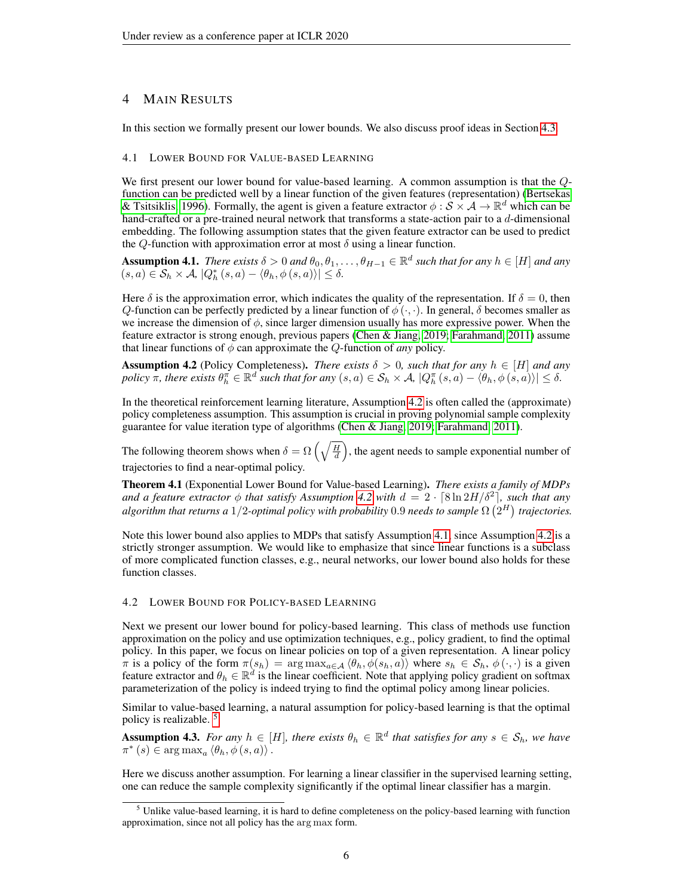# 4 Main Results

In this section we formally present our lower bounds. We also discuss proof ideas in Section 4.3.

## 4.1 Lower Bound for Value-based Learning

We first present our lower bound for value-based learning. A common assumption is that the $Q$-function can be predicted well by a linear function of the given features (representation) (Bertsekas & Tsitsiklis, 1996). Formally, the agent is given a feature extractor $\phi : \mathcal{S} \times \mathcal{A} \to \mathbb{R}^d$ which can be hand-crafted or a pre-trained neural network that transforms a state-action pair to a $d$-dimensional embedding. The following assumption states that the given feature extractor can be used to predict the $Q$-function with approximation error at most $\delta$ using a linear function.

**Assumption 4.1.** *There exists $\delta > 0$ and $\theta_0, \theta_1, \ldots, \theta_{H-1} \in \mathbb{R}^d$ such that for any $h \in [H]$ and any $(s, a) \in \mathcal{S}_h \times \mathcal{A}$, $|Q_h^*(s, a) - \langle \theta_h, \phi(s, a) \rangle| \le \delta$.*

Here $\delta$ is the approximation error, which indicates the quality of the representation. If $\delta = 0$, then $Q$-function can be perfectly predicted by a linear function of $\phi(\cdot, \cdot)$. In general, $\delta$ becomes smaller as we increase the dimension of $\phi$, since larger dimension usually has more expressive power. When the feature extractor is strong enough, previous papers (Chen & Jiang, 2019; Farahmand, 2011) assume that linear functions of $\phi$ can approximate the $Q$-function of *any* policy.

**Assumption 4.2** (Policy Completeness)**.** *There exists $\delta > 0$, such that for any $h \in [H]$ and any policy $\pi$, there exists $\theta_h^\pi \in \mathbb{R}^d$ such that for any $(s, a) \in \mathcal{S}_h \times \mathcal{A}$, $|Q_h^\pi(s, a) - \langle \theta_h, \phi(s, a) \rangle| \le \delta$.*

In the theoretical reinforcement learning literature, Assumption 4.2 is often called the (approximate) policy completeness assumption. This assumption is crucial in proving polynomial sample complexity guarantee for value iteration type of algorithms (Chen & Jiang, 2019; Farahmand, 2011).

The following theorem shows when $\delta = \Omega\left(\sqrt{\frac{H}{d}}\right)$, the agent needs to sample exponential number of trajectories to find a near-optimal policy.

**Theorem 4.1** (Exponential Lower Bound for Value-based Learning)**.** *There exists a family of MDPs and a feature extractor $\phi$ that satisfy Assumption 4.2 with $d = 2 \cdot \lceil 8 \ln 2H/\delta^2 \rceil$, such that any algorithm that returns a $1/2$-optimal policy with probability $0.9$ needs to sample $\Omega\left(2^H\right)$ trajectories.*

Note this lower bound also applies to MDPs that satisfy Assumption 4.1, since Assumption 4.2 is a strictly stronger assumption. We would like to emphasize that since linear functions is a subclass of more complicated function classes, e.g., neural networks, our lower bound also holds for these function classes.

## 4.2 Lower Bound for Policy-based Learning

Next we present our lower bound for policy-based learning. This class of methods use function approximation on the policy and use optimization techniques, e.g., policy gradient, to find the optimal policy. In this paper, we focus on linear policies on top of a given representation. A linear policy $\pi$ is a policy of the form $\pi(s_h) = \arg\max_{a \in \mathcal{A}} \langle \theta_h, \phi(s_h, a) \rangle$ where $s_h \in \mathcal{S}_h$, $\phi(\cdot, \cdot)$ is a given feature extractor and $\theta_h \in \mathbb{R}^d$ is the linear coefficient. Note that applying policy gradient on softmax parameterization of the policy is indeed trying to find the optimal policy among linear policies.

Similar to value-based learning, a natural assumption for policy-based learning is that the optimal policy is realizable.[5]

**Assumption 4.3.** *For any $h \in [H]$, there exists $\theta_h \in \mathbb{R}^d$ that satisfies for any $s \in \mathcal{S}_h$, we have $\pi^*(s) \in \arg\max_a \langle \theta_h, \phi(s, a) \rangle$.*

Here we discuss another assumption. For learning a linear classifier in the supervised learning setting, one can reduce the sample complexity significantly if the optimal linear classifier has a margin.

[5] Unlike value-based learning, it is hard to define completeness on the policy-based learning with function approximation, since not all policy has the $\arg\max$ form.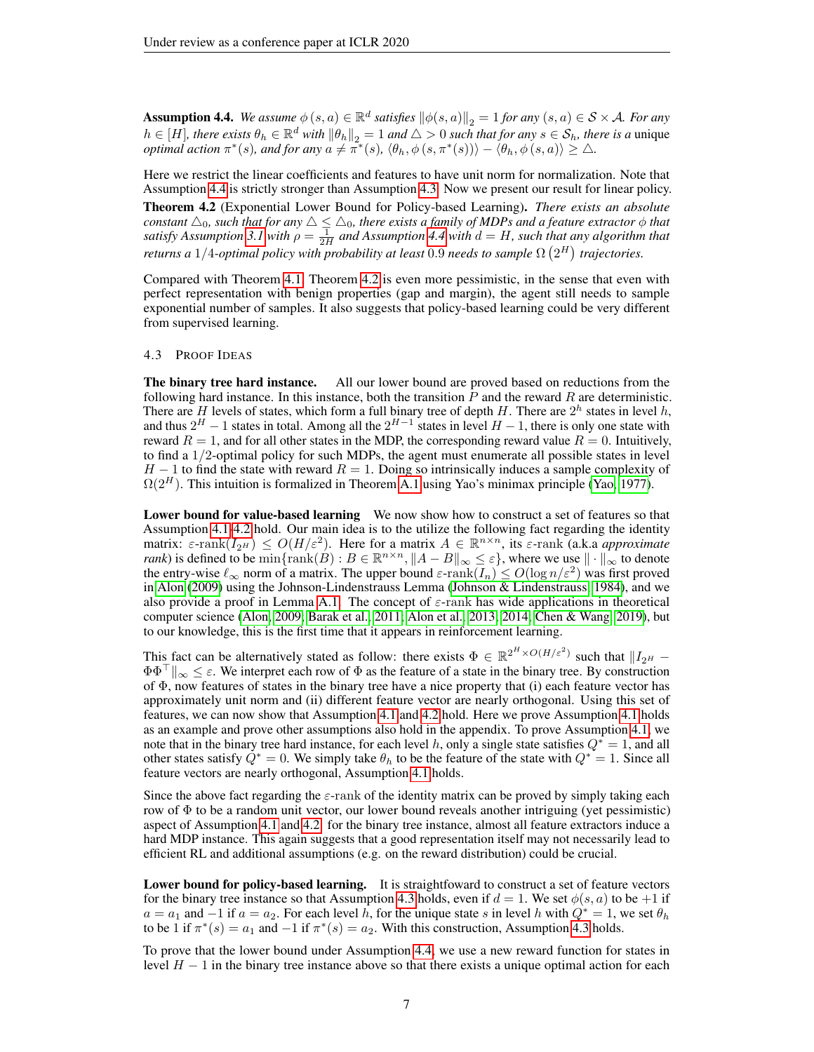**Assumption 4.4.** *We assume $\phi(s,a) \in \mathbb{R}^d$ satisfies $\|\phi(s,a)\|_2 = 1$ for any $(s,a) \in \mathcal{S} \times \mathcal{A}$. For any $h \in [H]$, there exists $\theta_h \in \mathbb{R}^d$ with $\|\theta_h\|_2 = 1$ and $\triangle > 0$ such that for any $s \in \mathcal{S}_h$, there is a* unique *optimal action $\pi^*(s)$, and for any $a \neq \pi^*(s)$, $\langle \theta_h, \phi(s, \pi^*(s)) \rangle - \langle \theta_h, \phi(s,a) \rangle \geq \triangle$.*

Here we restrict the linear coefficients and features to have unit norm for normalization. Note that Assumption 4.4 is strictly stronger than Assumption 4.3. Now we present our result for linear policy.

**Theorem 4.2** (Exponential Lower Bound for Policy-based Learning)**.** *There exists an absolute constant $\triangle_0$, such that for any $\triangle \leq \triangle_0$, there exists a family of MDPs and a feature extractor $\phi$ that satisfy Assumption 3.1 with $\rho = \frac{1}{2H}$ and Assumption 4.4 with $d = H$, such that any algorithm that returns a $1/4$-optimal policy with probability at least $0.9$ needs to sample $\Omega\left(2^H\right)$ trajectories.*

Compared with Theorem 4.1, Theorem 4.2 is even more pessimistic, in the sense that even with perfect representation with benign properties (gap and margin), the agent still needs to sample exponential number of samples. It also suggests that policy-based learning could be very different from supervised learning.

### 4.3 Proof Ideas

**The binary tree hard instance.** All our lower bound are proved based on reductions from the following hard instance. In this instance, both the transition $P$ and the reward $R$ are deterministic. There are $H$ levels of states, which form a full binary tree of depth $H$. There are $2^h$ states in level $h$, and thus $2^H - 1$ states in total. Among all the $2^{H-1}$ states in level $H-1$, there is only one state with reward $R = 1$, and for all other states in the MDP, the corresponding reward value $R = 0$. Intuitively, to find a $1/2$-optimal policy for such MDPs, the agent must enumerate all possible states in level $H-1$ to find the state with reward $R = 1$. Doing so intrinsically induces a sample complexity of $\Omega(2^H)$. This intuition is formalized in Theorem A.1 using Yao's minimax principle (Yao, 1977).

**Lower bound for value-based learning** We now show how to construct a set of features so that Assumption 4.1-4.2 hold. Our main idea is to the utilize the following fact regarding the identity matrix: $\varepsilon\text{-rank}(I_{2^H}) \leq O(H/\varepsilon^2)$. Here for a matrix $A \in \mathbb{R}^{n \times n}$, its $\varepsilon$-rank (a.k.a *approximate rank*) is defined to be $\min\{\text{rank}(B) : B \in \mathbb{R}^{n \times n}, \|A - B\|_\infty \leq \varepsilon\}$, where we use $\|\cdot\|_\infty$ to denote the entry-wise $\ell_\infty$ norm of a matrix. The upper bound $\varepsilon\text{-rank}(I_n) \leq O(\log n/\varepsilon^2)$ was first proved in Alon (2009) using the Johnson-Lindenstrauss Lemma (Johnson & Lindenstrauss, 1984), and we also provide a proof in Lemma A.1. The concept of $\varepsilon$-rank has wide applications in theoretical computer science (Alon, 2009; Barak et al., 2011; Alon et al., 2013; 2014; Chen & Wang, 2019), but to our knowledge, this is the first time that it appears in reinforcement learning.

This fact can be alternatively stated as follow: there exists $\Phi \in \mathbb{R}^{2^H \times O(H/\varepsilon^2)}$ such that $\|I_{2^H} - \Phi\Phi^\top\|_\infty \leq \varepsilon$. We interpret each row of $\Phi$ as the feature of a state in the binary tree. By construction of $\Phi$, now features of states in the binary tree have a nice property that (i) each feature vector has approximately unit norm and (ii) different feature vector are nearly orthogonal. Using this set of features, we can now show that Assumption 4.1 and 4.2 hold. Here we prove Assumption 4.1 holds as an example and prove other assumptions also hold in the appendix. To prove Assumption 4.1, we note that in the binary tree hard instance, for each level $h$, only a single state satisfies $Q^* = 1$, and all other states satisfy $Q^* = 0$. We simply take $\theta_h$ to be the feature of the state with $Q^* = 1$. Since all feature vectors are nearly orthogonal, Assumption 4.1 holds.

Since the above fact regarding the $\varepsilon$-rank of the identity matrix can be proved by simply taking each row of $\Phi$ to be a random unit vector, our lower bound reveals another intriguing (yet pessimistic) aspect of Assumption 4.1 and 4.2: for the binary tree instance, almost all feature extractors induce a hard MDP instance. This again suggests that a good representation itself may not necessarily lead to efficient RL and additional assumptions (e.g. on the reward distribution) could be crucial.

**Lower bound for policy-based learning.** It is straightfoward to construct a set of feature vectors for the binary tree instance so that Assumption 4.3 holds, even if $d = 1$. We set $\phi(s,a)$ to be $+1$ if $a = a_1$ and $-1$ if $a = a_2$. For each level $h$, for the unique state $s$ in level $h$ with $Q^* = 1$, we set $\theta_h$ to be $1$ if $\pi^*(s) = a_1$ and $-1$ if $\pi^*(s) = a_2$. With this construction, Assumption 4.3 holds.

To prove that the lower bound under Assumption 4.4, we use a new reward function for states in level $H-1$ in the binary tree instance above so that there exists a unique optimal action for each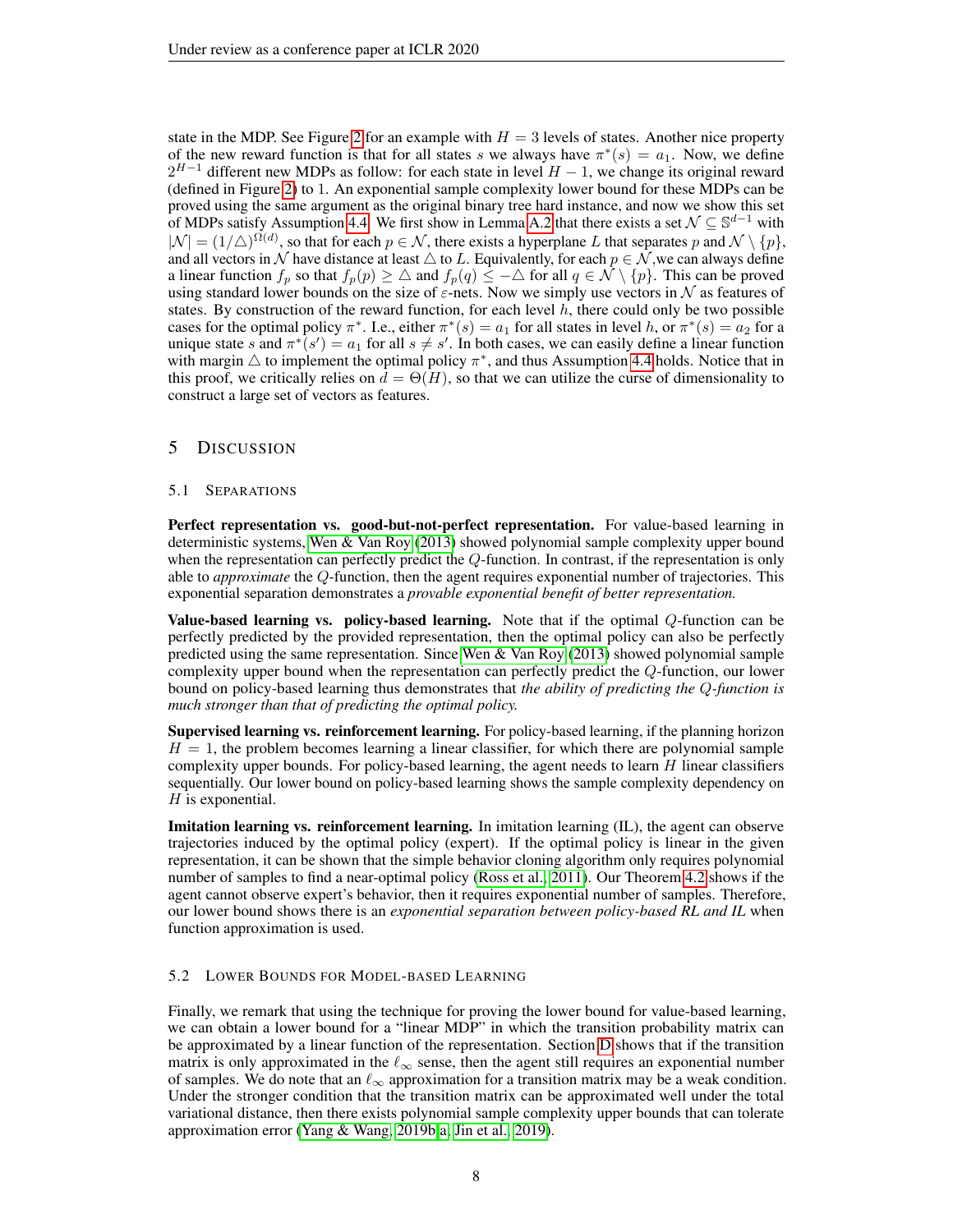state in the MDP. See Figure 2 for an example with $H = 3$ levels of states. Another nice property of the new reward function is that for all states $s$ we always have $\pi^*(s) = a_1$. Now, we define $2^{H-1}$ different new MDPs as follow: for each state in level $H-1$, we change its original reward (defined in Figure 2) to 1. An exponential sample complexity lower bound for these MDPs can be proved using the same argument as the original binary tree hard instance, and now we show this set of MDPs satisfy Assumption 4.4. We first show in Lemma A.2 that there exists a set $\mathcal{N} \subseteq \mathbb{S}^{d-1}$ with $|\mathcal{N}| = (1/\triangle)^{\Omega(d)}$, so that for each $p \in \mathcal{N}$, there exists a hyperplane $L$ that separates $p$ and $\mathcal{N} \setminus \{p\}$, and all vectors in $\mathcal{N}$ have distance at least $\triangle$ to $L$. Equivalently, for each $p \in \mathcal{N}$,we can always define a linear function $f_p$ so that $f_p(p) \geq \triangle$ and $f_p(q) \leq -\triangle$ for all $q \in \mathcal{N} \setminus \{p\}$. This can be proved using standard lower bounds on the size of $\varepsilon$-nets. Now we simply use vectors in $\mathcal{N}$ as features of states. By construction of the reward function, for each level $h$, there could only be two possible cases for the optimal policy $\pi^*$. I.e., either $\pi^*(s) = a_1$ for all states in level $h$, or $\pi^*(s) = a_2$ for a unique state $s$ and $\pi^*(s') = a_1$ for all $s \neq s'$. In both cases, we can easily define a linear function with margin $\triangle$ to implement the optimal policy $\pi^*$, and thus Assumption 4.4 holds. Notice that in this proof, we critically relies on $d = \Theta(H)$, so that we can utilize the curse of dimensionality to construct a large set of vectors as features.

## 5 Discussion

### 5.1 Separations

**Perfect representation vs. good-but-not-perfect representation.** For value-based learning in deterministic systems, Wen & Van Roy (2013) showed polynomial sample complexity upper bound when the representation can perfectly predict the $Q$-function. In contrast, if the representation is only able to *approximate* the $Q$-function, then the agent requires exponential number of trajectories. This exponential separation demonstrates a *provable exponential benefit of better representation.*

**Value-based learning vs. policy-based learning.** Note that if the optimal $Q$-function can be perfectly predicted by the provided representation, then the optimal policy can also be perfectly predicted using the same representation. Since Wen & Van Roy (2013) showed polynomial sample complexity upper bound when the representation can perfectly predict the $Q$-function, our lower bound on policy-based learning thus demonstrates that *the ability of predicting the $Q$-function is much stronger than that of predicting the optimal policy.*

**Supervised learning vs. reinforcement learning.** For policy-based learning, if the planning horizon $H = 1$, the problem becomes learning a linear classifier, for which there are polynomial sample complexity upper bounds. For policy-based learning, the agent needs to learn $H$ linear classifiers sequentially. Our lower bound on policy-based learning shows the sample complexity dependency on $H$ is exponential.

**Imitation learning vs. reinforcement learning.** In imitation learning (IL), the agent can observe trajectories induced by the optimal policy (expert). If the optimal policy is linear in the given representation, it can be shown that the simple behavior cloning algorithm only requires polynomial number of samples to find a near-optimal policy (Ross et al., 2011). Our Theorem 4.2 shows if the agent cannot observe expert's behavior, then it requires exponential number of samples. Therefore, our lower bound shows there is an *exponential separation between policy-based RL and IL* when function approximation is used.

### 5.2 Lower Bounds for Model-based Learning

Finally, we remark that using the technique for proving the lower bound for value-based learning, we can obtain a lower bound for a "linear MDP" in which the transition probability matrix can be approximated by a linear function of the representation. Section D shows that if the transition matrix is only approximated in the $\ell_\infty$ sense, then the agent still requires an exponential number of samples. We do note that an $\ell_\infty$ approximation for a transition matrix may be a weak condition. Under the stronger condition that the transition matrix can be approximated well under the total variational distance, then there exists polynomial sample complexity upper bounds that can tolerate approximation error (Yang & Wang, 2019b;a; Jin et al., 2019).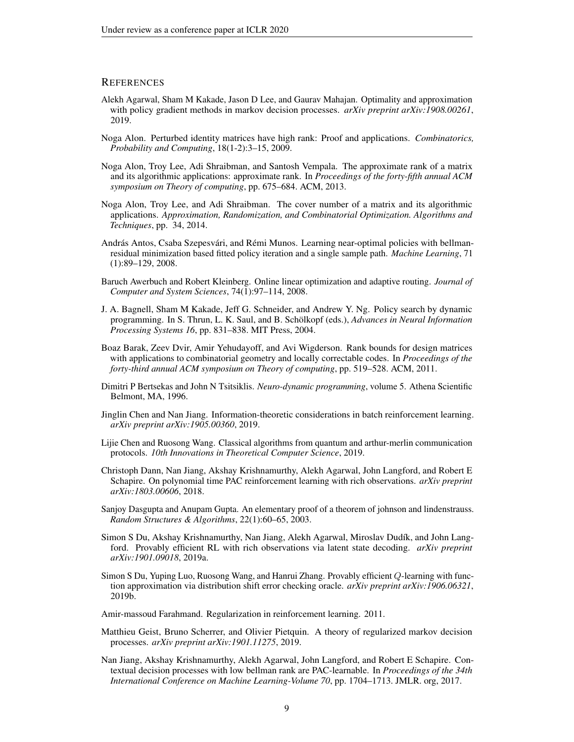## REFERENCES

Alekh Agarwal, Sham M Kakade, Jason D Lee, and Gaurav Mahajan. Optimality and approximation with policy gradient methods in markov decision processes. *arXiv preprint arXiv:1908.00261*, 2019.

Noga Alon. Perturbed identity matrices have high rank: Proof and applications. *Combinatorics, Probability and Computing*, 18(1-2):3–15, 2009.

Noga Alon, Troy Lee, Adi Shraibman, and Santosh Vempala. The approximate rank of a matrix and its algorithmic applications: approximate rank. In *Proceedings of the forty-fifth annual ACM symposium on Theory of computing*, pp. 675–684. ACM, 2013.

Noga Alon, Troy Lee, and Adi Shraibman. The cover number of a matrix and its algorithmic applications. *Approximation, Randomization, and Combinatorial Optimization. Algorithms and Techniques*, pp. 34, 2014.

András Antos, Csaba Szepesvári, and Rémi Munos. Learning near-optimal policies with bellman-residual minimization based fitted policy iteration and a single sample path. *Machine Learning*, 71 (1):89–129, 2008.

Baruch Awerbuch and Robert Kleinberg. Online linear optimization and adaptive routing. *Journal of Computer and System Sciences*, 74(1):97–114, 2008.

J. A. Bagnell, Sham M Kakade, Jeff G. Schneider, and Andrew Y. Ng. Policy search by dynamic programming. In S. Thrun, L. K. Saul, and B. Schölkopf (eds.), *Advances in Neural Information Processing Systems 16*, pp. 831–838. MIT Press, 2004.

Boaz Barak, Zeev Dvir, Amir Yehudayoff, and Avi Wigderson. Rank bounds for design matrices with applications to combinatorial geometry and locally correctable codes. In *Proceedings of the forty-third annual ACM symposium on Theory of computing*, pp. 519–528. ACM, 2011.

Dimitri P Bertsekas and John N Tsitsiklis. *Neuro-dynamic programming*, volume 5. Athena Scientific Belmont, MA, 1996.

Jinglin Chen and Nan Jiang. Information-theoretic considerations in batch reinforcement learning. *arXiv preprint arXiv:1905.00360*, 2019.

Lijie Chen and Ruosong Wang. Classical algorithms from quantum and arthur-merlin communication protocols. *10th Innovations in Theoretical Computer Science*, 2019.

Christoph Dann, Nan Jiang, Akshay Krishnamurthy, Alekh Agarwal, John Langford, and Robert E Schapire. On polynomial time PAC reinforcement learning with rich observations. *arXiv preprint arXiv:1803.00606*, 2018.

Sanjoy Dasgupta and Anupam Gupta. An elementary proof of a theorem of johnson and lindenstrauss. *Random Structures & Algorithms*, 22(1):60–65, 2003.

Simon S Du, Akshay Krishnamurthy, Nan Jiang, Alekh Agarwal, Miroslav Dudík, and John Langford. Provably efficient RL with rich observations via latent state decoding. *arXiv preprint arXiv:1901.09018*, 2019a.

Simon S Du, Yuping Luo, Ruosong Wang, and Hanrui Zhang. Provably efficient $Q$-learning with function approximation via distribution shift error checking oracle. *arXiv preprint arXiv:1906.06321*, 2019b.

Amir-massoud Farahmand. Regularization in reinforcement learning. 2011.

Matthieu Geist, Bruno Scherrer, and Olivier Pietquin. A theory of regularized markov decision processes. *arXiv preprint arXiv:1901.11275*, 2019.

Nan Jiang, Akshay Krishnamurthy, Alekh Agarwal, John Langford, and Robert E Schapire. Contextual decision processes with low bellman rank are PAC-learnable. In *Proceedings of the 34th International Conference on Machine Learning-Volume 70*, pp. 1704–1713. JMLR. org, 2017.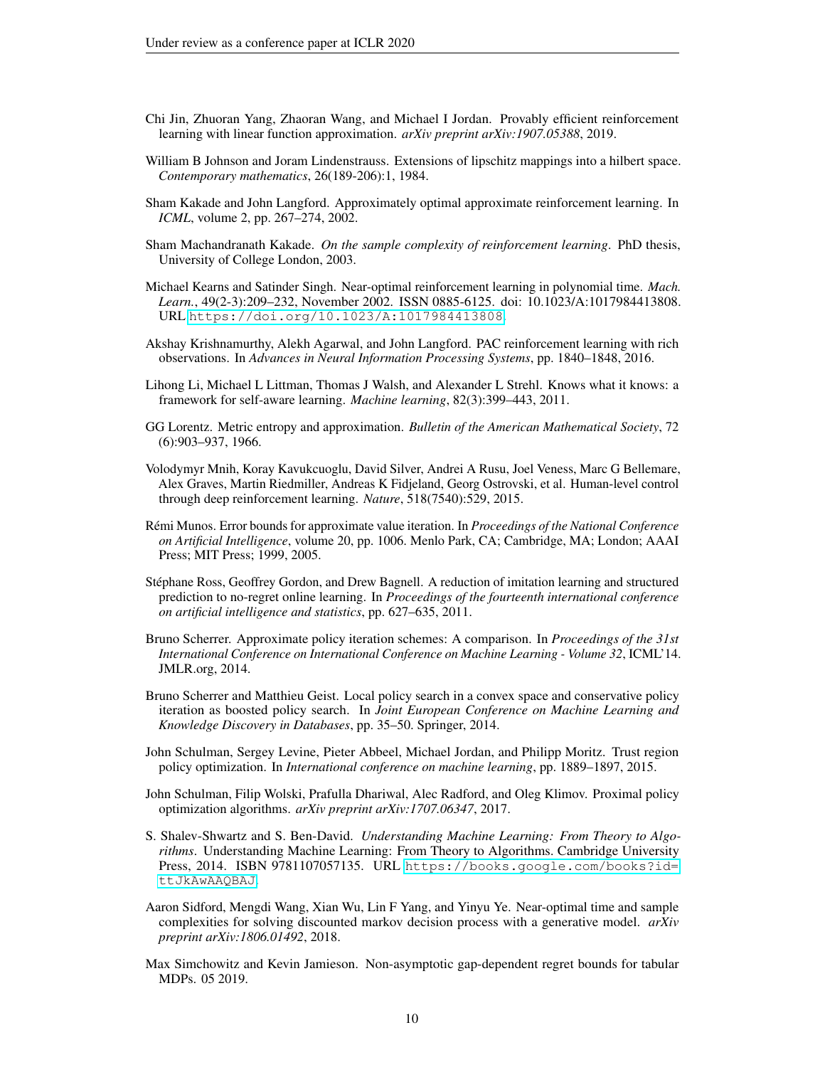Chi Jin, Zhuoran Yang, Zhaoran Wang, and Michael I Jordan. Provably efficient reinforcement learning with linear function approximation. *arXiv preprint arXiv:1907.05388*, 2019.

William B Johnson and Joram Lindenstrauss. Extensions of lipschitz mappings into a hilbert space. *Contemporary mathematics*, 26(189-206):1, 1984.

Sham Kakade and John Langford. Approximately optimal approximate reinforcement learning. In *ICML*, volume 2, pp. 267–274, 2002.

Sham Machandranath Kakade. *On the sample complexity of reinforcement learning*. PhD thesis, University of College London, 2003.

Michael Kearns and Satinder Singh. Near-optimal reinforcement learning in polynomial time. *Mach. Learn.*, 49(2-3):209–232, November 2002. ISSN 0885-6125. doi: 10.1023/A:1017984413808. URL https://doi.org/10.1023/A:1017984413808.

Akshay Krishnamurthy, Alekh Agarwal, and John Langford. PAC reinforcement learning with rich observations. In *Advances in Neural Information Processing Systems*, pp. 1840–1848, 2016.

Lihong Li, Michael L Littman, Thomas J Walsh, and Alexander L Strehl. Knows what it knows: a framework for self-aware learning. *Machine learning*, 82(3):399–443, 2011.

GG Lorentz. Metric entropy and approximation. *Bulletin of the American Mathematical Society*, 72 (6):903–937, 1966.

Volodymyr Mnih, Koray Kavukcuoglu, David Silver, Andrei A Rusu, Joel Veness, Marc G Bellemare, Alex Graves, Martin Riedmiller, Andreas K Fidjeland, Georg Ostrovski, et al. Human-level control through deep reinforcement learning. *Nature*, 518(7540):529, 2015.

Rémi Munos. Error bounds for approximate value iteration. In *Proceedings of the National Conference on Artificial Intelligence*, volume 20, pp. 1006. Menlo Park, CA; Cambridge, MA; London; AAAI Press; MIT Press; 1999, 2005.

Stéphane Ross, Geoffrey Gordon, and Drew Bagnell. A reduction of imitation learning and structured prediction to no-regret online learning. In *Proceedings of the fourteenth international conference on artificial intelligence and statistics*, pp. 627–635, 2011.

Bruno Scherrer. Approximate policy iteration schemes: A comparison. In *Proceedings of the 31st International Conference on International Conference on Machine Learning - Volume 32*, ICML'14. JMLR.org, 2014.

Bruno Scherrer and Matthieu Geist. Local policy search in a convex space and conservative policy iteration as boosted policy search. In *Joint European Conference on Machine Learning and Knowledge Discovery in Databases*, pp. 35–50. Springer, 2014.

John Schulman, Sergey Levine, Pieter Abbeel, Michael Jordan, and Philipp Moritz. Trust region policy optimization. In *International conference on machine learning*, pp. 1889–1897, 2015.

John Schulman, Filip Wolski, Prafulla Dhariwal, Alec Radford, and Oleg Klimov. Proximal policy optimization algorithms. *arXiv preprint arXiv:1707.06347*, 2017.

S. Shalev-Shwartz and S. Ben-David. *Understanding Machine Learning: From Theory to Algorithms*. Understanding Machine Learning: From Theory to Algorithms. Cambridge University Press, 2014. ISBN 9781107057135. URL https://books.google.com/books?id=ttJkAwAAQBAJ.

Aaron Sidford, Mengdi Wang, Xian Wu, Lin F Yang, and Yinyu Ye. Near-optimal time and sample complexities for solving discounted markov decision process with a generative model. *arXiv preprint arXiv:1806.01492*, 2018.

Max Simchowitz and Kevin Jamieson. Non-asymptotic gap-dependent regret bounds for tabular MDPs. 05 2019.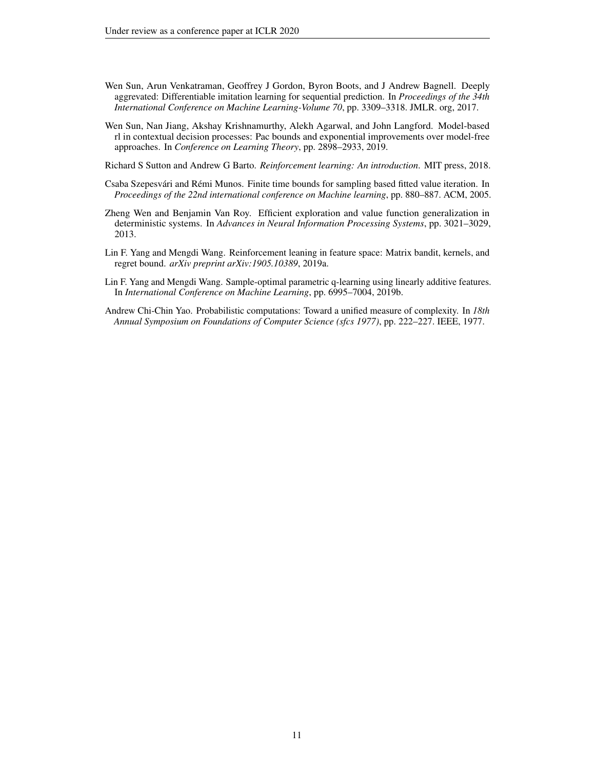Wen Sun, Arun Venkatraman, Geoffrey J Gordon, Byron Boots, and J Andrew Bagnell. Deeply aggrevated: Differentiable imitation learning for sequential prediction. In *Proceedings of the 34th International Conference on Machine Learning-Volume 70*, pp. 3309–3318. JMLR. org, 2017.

Wen Sun, Nan Jiang, Akshay Krishnamurthy, Alekh Agarwal, and John Langford. Model-based rl in contextual decision processes: Pac bounds and exponential improvements over model-free approaches. In *Conference on Learning Theory*, pp. 2898–2933, 2019.

Richard S Sutton and Andrew G Barto. *Reinforcement learning: An introduction*. MIT press, 2018.

Csaba Szepesvári and Rémi Munos. Finite time bounds for sampling based fitted value iteration. In *Proceedings of the 22nd international conference on Machine learning*, pp. 880–887. ACM, 2005.

Zheng Wen and Benjamin Van Roy. Efficient exploration and value function generalization in deterministic systems. In *Advances in Neural Information Processing Systems*, pp. 3021–3029, 2013.

Lin F. Yang and Mengdi Wang. Reinforcement leaning in feature space: Matrix bandit, kernels, and regret bound. *arXiv preprint arXiv:1905.10389*, 2019a.

Lin F. Yang and Mengdi Wang. Sample-optimal parametric q-learning using linearly additive features. In *International Conference on Machine Learning*, pp. 6995–7004, 2019b.

Andrew Chi-Chin Yao. Probabilistic computations: Toward a unified measure of complexity. In *18th Annual Symposium on Foundations of Computer Science (sfcs 1977)*, pp. 222–227. IEEE, 1977.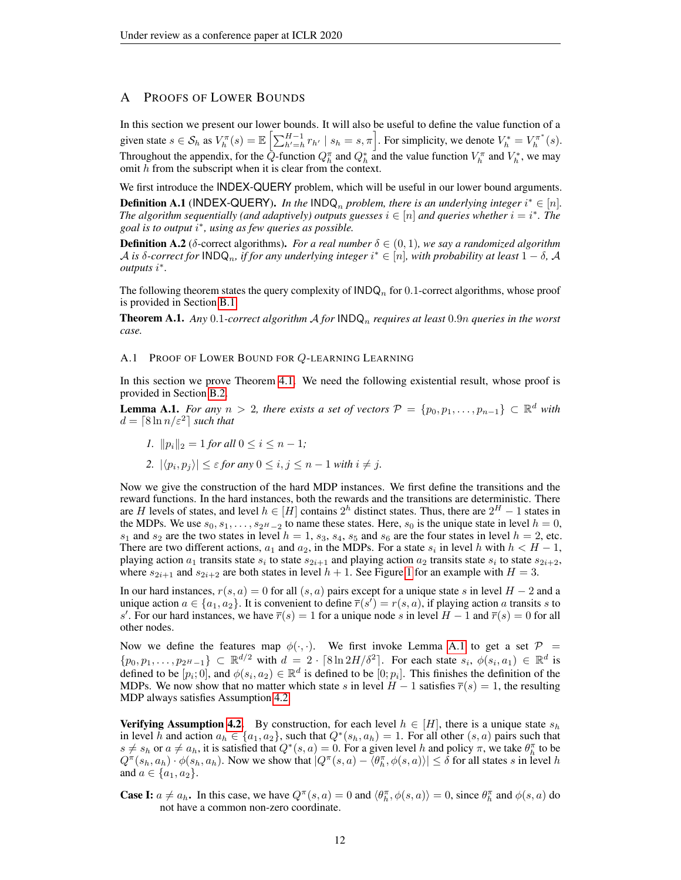# A Proofs of Lower Bounds

In this section we present our lower bounds. It will also be useful to define the value function of a given state $s \in \mathcal{S}_h$ as $V_h^\pi(s) = \mathbb{E}\left[\sum_{h'=h}^{H-1} r_{h'} \mid s_h = s, \pi\right]$. For simplicity, we denote $V_h^* = V_h^{\pi^*}(s)$. Throughout the appendix, for the $Q$-function $Q_h^\pi$ and $Q_h^*$ and the value function $V_h^\pi$ and $V_h^*$, we may omit $h$ from the subscript when it is clear from the context.

We first introduce the INDEX-QUERY problem, which will be useful in our lower bound arguments.

**Definition A.1** (INDEX-QUERY). *In the $\mathsf{INDQ}_n$ problem, there is an underlying integer $i^* \in [n]$. The algorithm sequentially (and adaptively) outputs guesses $i \in [n]$ and queries whether $i = i^*$. The goal is to output $i^*$, using as few queries as possible.*

**Definition A.2** ($\delta$-correct algorithms). *For a real number $\delta \in (0, 1)$, we say a randomized algorithm $\mathcal{A}$ is $\delta$-correct for $\mathsf{INDQ}_n$, if for any underlying integer $i^* \in [n]$, with probability at least $1 - \delta$, $\mathcal{A}$ outputs $i^*$.*

The following theorem states the query complexity of $\mathsf{INDQ}_n$ for $0.1$-correct algorithms, whose proof is provided in Section B.1.

**Theorem A.1.** *Any $0.1$-correct algorithm $\mathcal{A}$ for $\mathsf{INDQ}_n$ requires at least $0.9n$ queries in the worst case.*

## A.1 Proof of Lower Bound for $Q$-learning Learning

In this section we prove Theorem 4.1. We need the following existential result, whose proof is provided in Section B.2.

**Lemma A.1.** *For any $n > 2$, there exists a set of vectors $\mathcal{P} = \{p_0, p_1, \ldots, p_{n-1}\} \subset \mathbb{R}^d$ with $d = \lceil 8 \ln n / \varepsilon^2 \rceil$ such that*

1. *$\|p_i\|_2 = 1$ for all $0 \le i \le n-1$;*
2. *$|\langle p_i, p_j \rangle| \le \varepsilon$ for any $0 \le i, j \le n-1$ with $i \ne j$.*

Now we give the construction of the hard MDP instances. We first define the transitions and the reward functions. In the hard instances, both the rewards and the transitions are deterministic. There are $H$ levels of states, and level $h \in [H]$ contains $2^h$ distinct states. Thus, there are $2^H - 1$ states in the MDPs. We use $s_0, s_1, \ldots, s_{2^H-2}$ to name these states. Here, $s_0$ is the unique state in level $h = 0$, $s_1$ and $s_2$ are the two states in level $h = 1$, $s_3$, $s_4$, $s_5$ and $s_6$ are the four states in level $h = 2$, etc. There are two different actions, $a_1$ and $a_2$, in the MDPs. For a state $s_i$ in level $h$ with $h < H - 1$, playing action $a_1$ transits state $s_i$ to state $s_{2i+1}$ and playing action $a_2$ transits state $s_i$ to state $s_{2i+2}$, where $s_{2i+1}$ and $s_{2i+2}$ are both states in level $h + 1$. See Figure 1 for an example with $H = 3$.

In our hard instances, $r(s, a) = 0$ for all $(s, a)$ pairs except for a unique state $s$ in level $H - 2$ and a unique action $a \in \{a_1, a_2\}$. It is convenient to define $\overline{r}(s') = r(s, a)$, if playing action $a$ transits $s$ to $s'$. For our hard instances, we have $\overline{r}(s) = 1$ for a unique node $s$ in level $H - 1$ and $\overline{r}(s) = 0$ for all other nodes.

Now we define the features map $\phi(\cdot, \cdot)$. We first invoke Lemma A.1 to get a set $\mathcal{P} = \{p_0, p_1, \ldots, p_{2^H-1}\} \subset \mathbb{R}^{d/2}$ with $d = 2 \cdot \lceil 8 \ln 2H / \delta^2 \rceil$. For each state $s_i$, $\phi(s_i, a_1) \in \mathbb{R}^d$ is defined to be $[p_i; 0]$, and $\phi(s_i, a_2) \in \mathbb{R}^d$ is defined to be $[0; p_i]$. This finishes the definition of the MDPs. We now show that no matter which state $s$ in level $H - 1$ satisfies $\overline{r}(s) = 1$, the resulting MDP always satisfies Assumption 4.2.

**Verifying Assumption 4.2.** By construction, for each level $h \in [H]$, there is a unique state $s_h$ in level $h$ and action $a_h \in \{a_1, a_2\}$, such that $Q^*(s_h, a_h) = 1$. For all other $(s, a)$ pairs such that $s \ne s_h$ or $a \ne a_h$, it is satisfied that $Q^*(s, a) = 0$. For a given level $h$ and policy $\pi$, we take $\theta_h^\pi$ to be $Q^\pi(s_h, a_h) \cdot \phi(s_h, a_h)$. Now we show that $|Q^\pi(s, a) - \langle \theta_h^\pi, \phi(s, a) \rangle| \le \delta$ for all states $s$ in level $h$ and $a \in \{a_1, a_2\}$.

**Case I:** $a \ne a_h$. In this case, we have $Q^\pi(s, a) = 0$ and $\langle \theta_h^\pi, \phi(s, a) \rangle = 0$, since $\theta_h^\pi$ and $\phi(s, a)$ do not have a common non-zero coordinate.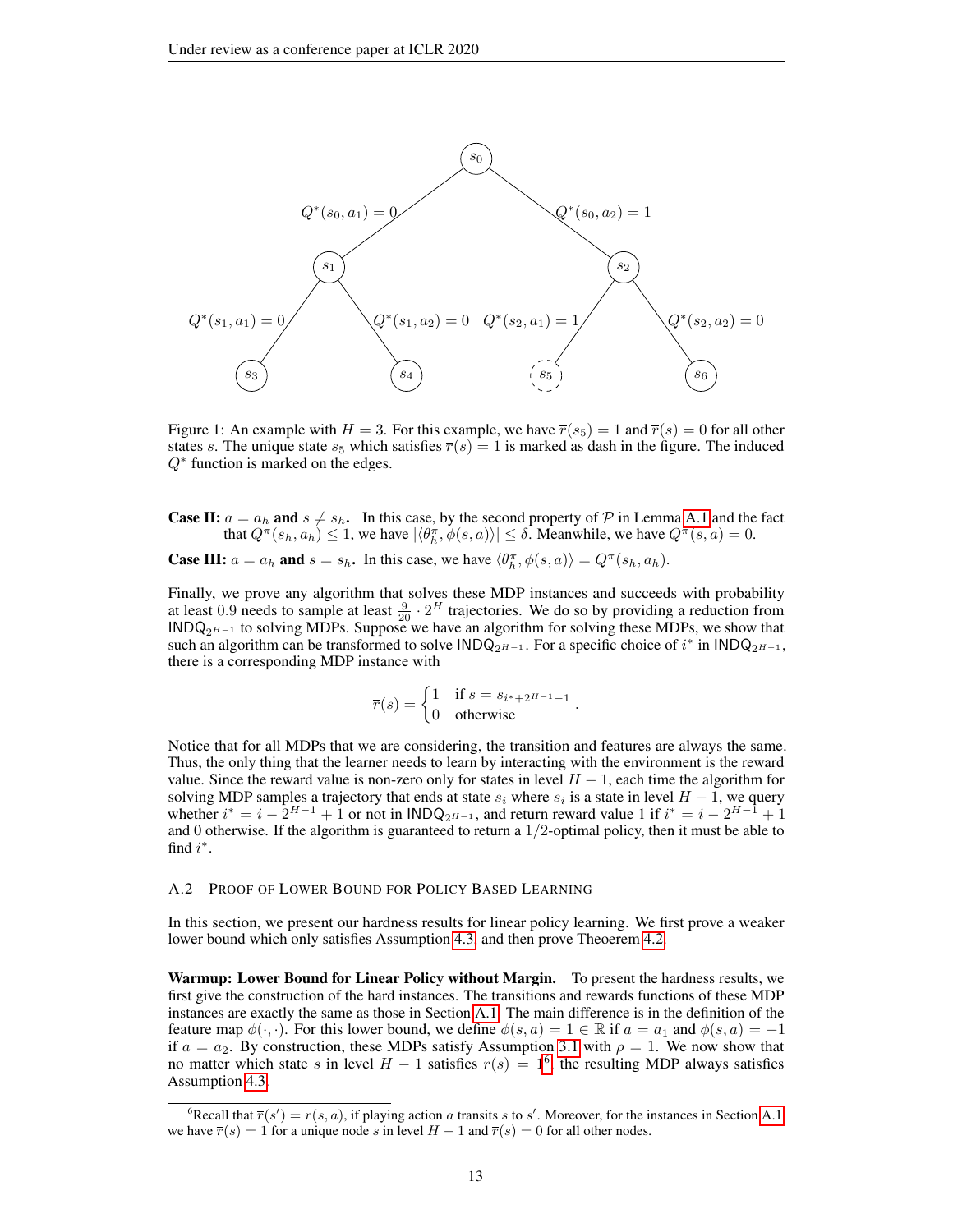Figure 1: An example with $H = 3$. For this example, we have $\overline{r}(s_5) = 1$ and $\overline{r}(s) = 0$ for all other states $s$. The unique state $s_5$ which satisfies $\overline{r}(s) = 1$ is marked as dash in the figure. The induced $Q^*$ function is marked on the edges.

**Case II:** $a = a_h$ **and** $s \neq s_h$**.** In this case, by the second property of $\mathcal{P}$ in Lemma A.1 and the fact that $Q^\pi(s_h, a_h) \leq 1$, we have $|\langle \theta_h^\pi, \phi(s, a)\rangle| \leq \delta$. Meanwhile, we have $Q^\pi(s, a) = 0$.

**Case III:** $a = a_h$ **and** $s = s_h$**.** In this case, we have $\langle \theta_h^\pi, \phi(s, a)\rangle = Q^\pi(s_h, a_h)$.

Finally, we prove any algorithm that solves these MDP instances and succeeds with probability at least $0.9$ needs to sample at least $\frac{9}{20} \cdot 2^H$ trajectories. We do so by providing a reduction from $\mathsf{INDQ}_{2^{H-1}}$ to solving MDPs. Suppose we have an algorithm for solving these MDPs, we show that such an algorithm can be transformed to solve $\mathsf{INDQ}_{2^{H-1}}$. For a specific choice of $i^*$ in $\mathsf{INDQ}_{2^{H-1}}$, there is a corresponding MDP instance with

$$\overline{r}(s) = \begin{cases} 1 & \text{if } s = s_{i^* + 2^{H-1} - 1} \\ 0 & \text{otherwise} \end{cases}.$$

Notice that for all MDPs that we are considering, the transition and features are always the same. Thus, the only thing that the learner needs to learn by interacting with the environment is the reward value. Since the reward value is non-zero only for states in level $H - 1$, each time the algorithm for solving MDP samples a trajectory that ends at state $s_i$ where $s_i$ is a state in level $H - 1$, we query whether $i^* = i - 2^{H-1} + 1$ or not in $\mathsf{INDQ}_{2^{H-1}}$, and return reward value 1 if $i^* = i - 2^{H-1} + 1$ and 0 otherwise. If the algorithm is guaranteed to return a $1/2$-optimal policy, then it must be able to find $i^*$.

### A.2 Proof of Lower Bound for Policy Based Learning

In this section, we present our hardness results for linear policy learning. We first prove a weaker lower bound which only satisfies Assumption 4.3, and then prove Theorem 4.2.

**Warmup: Lower Bound for Linear Policy without Margin.** To present the hardness results, we first give the construction of the hard instances. The transitions and rewards functions of these MDP instances are exactly the same as those in Section A.1. The main difference is in the definition of the feature map $\phi(\cdot, \cdot)$. For this lower bound, we define $\phi(s, a) = 1 \in \mathbb{R}$ if $a = a_1$ and $\phi(s, a) = -1$ if $a = a_2$. By construction, these MDPs satisfy Assumption 3.1 with $\rho = 1$. We now show that no matter which state $s$ in level $H - 1$ satisfies $\overline{r}(s) = 1$[6], the resulting MDP always satisfies Assumption 4.3.

[6] Recall that $\overline{r}(s') = r(s, a)$, if playing action $a$ transits $s$ to $s'$. Moreover, for the instances in Section A.1, we have $\overline{r}(s) = 1$ for a unique node $s$ in level $H - 1$ and $\overline{r}(s) = 0$ for all other nodes.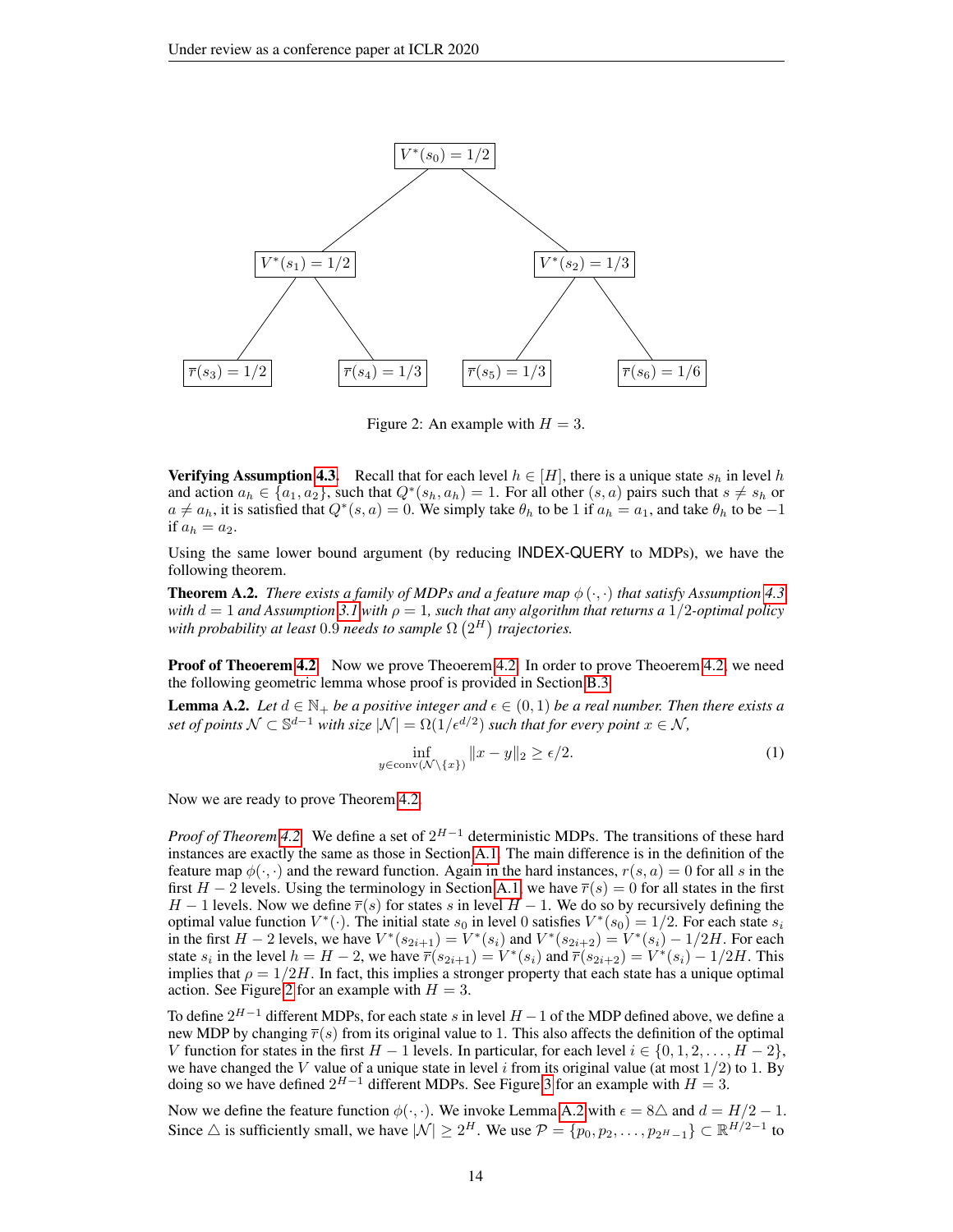$V^*(s_0) = 1/2$

$V^*(s_1) = 1/2$ $V^*(s_2) = 1/3$

$\overline{r}(s_3) = 1/2$ $\overline{r}(s_4) = 1/3$ $\overline{r}(s_5) = 1/3$ $\overline{r}(s_6) = 1/6$

Figure 2: An example with $H = 3$.

**Verifying Assumption 4.3.** Recall that for each level $h \in [H]$, there is a unique state $s_h$ in level $h$ and action $a_h \in \{a_1, a_2\}$, such that $Q^*(s_h, a_h) = 1$. For all other $(s, a)$ pairs such that $s \neq s_h$ or $a \neq a_h$, it is satisfied that $Q^*(s, a) = 0$. We simply take $\theta_h$ to be 1 if $a_h = a_1$, and take $\theta_h$ to be $-1$ if $a_h = a_2$.

Using the same lower bound argument (by reducing INDEX-QUERY to MDPs), we have the following theorem.

**Theorem A.2.** *There exists a family of MDPs and a feature map $\phi(\cdot, \cdot)$ that satisfy Assumption 4.3 with $d = 1$ and Assumption 3.1 with $\rho = 1$, such that any algorithm that returns a $1/2$-optimal policy with probability at least $0.9$ needs to sample $\Omega\left(2^H\right)$ trajectories.*

**Proof of Theorem 4.2** Now we prove Theorem 4.2. In order to prove Theorem 4.2, we need the following geometric lemma whose proof is provided in Section B.3.

**Lemma A.2.** *Let $d \in \mathbb{N}_+$ be a positive integer and $\epsilon \in (0, 1)$ be a real number. Then there exists a set of points $\mathcal{N} \subset \mathbb{S}^{d-1}$ with size $|\mathcal{N}| = \Omega(1/\epsilon^{d/2})$ such that for every point $x \in \mathcal{N}$,*

$$\inf_{y \in \operatorname{conv}(\mathcal{N} \setminus \{x\})} \|x - y\|_2 \geq \epsilon/2. \tag{1}$$

Now we are ready to prove Theorem 4.2.

*Proof of Theorem 4.2.* We define a set of $2^{H-1}$ deterministic MDPs. The transitions of these hard instances are exactly the same as those in Section A.1. The main difference is in the definition of the feature map $\phi(\cdot, \cdot)$ and the reward function. Again in the hard instances, $r(s, a) = 0$ for all $s$ in the first $H - 2$ levels. Using the terminology in Section A.1, we have $\overline{r}(s) = 0$ for all states in the first $H - 1$ levels. Now we define $\overline{r}(s)$ for states $s$ in level $H - 1$. We do so by recursively defining the optimal value function $V^*(\cdot)$. The initial state $s_0$ in level 0 satisfies $V^*(s_0) = 1/2$. For each state $s_i$ in the first $H - 2$ levels, we have $V^*(s_{2i+1}) = V^*(s_i)$ and $V^*(s_{2i+2}) = V^*(s_i) - 1/2H$. For each state $s_i$ in the level $h = H - 2$, we have $\overline{r}(s_{2i+1}) = V^*(s_i)$ and $\overline{r}(s_{2i+2}) = V^*(s_i) - 1/2H$. This implies that $\rho = 1/2H$. In fact, this implies a stronger property that each state has a unique optimal action. See Figure 2 for an example with $H = 3$.

To define $2^{H-1}$ different MDPs, for each state $s$ in level $H - 1$ of the MDP defined above, we define a new MDP by changing $\overline{r}(s)$ from its original value to 1. This also affects the definition of the optimal $V$ function for states in the first $H - 1$ levels. In particular, for each level $i \in \{0, 1, 2, \ldots, H - 2\}$, we have changed the $V$ value of a unique state in level $i$ from its original value (at most $1/2$) to 1. By doing so we have defined $2^{H-1}$ different MDPs. See Figure 3 for an example with $H = 3$.

Now we define the feature function $\phi(\cdot, \cdot)$. We invoke Lemma A.2 with $\epsilon = 8\triangle$ and $d = H/2 - 1$. Since $\triangle$ is sufficiently small, we have $|\mathcal{N}| \geq 2^H$. We use $\mathcal{P} = \{p_0, p_2, \ldots, p_{2^H-1}\} \subset \mathbb{R}^{H/2-1}$ to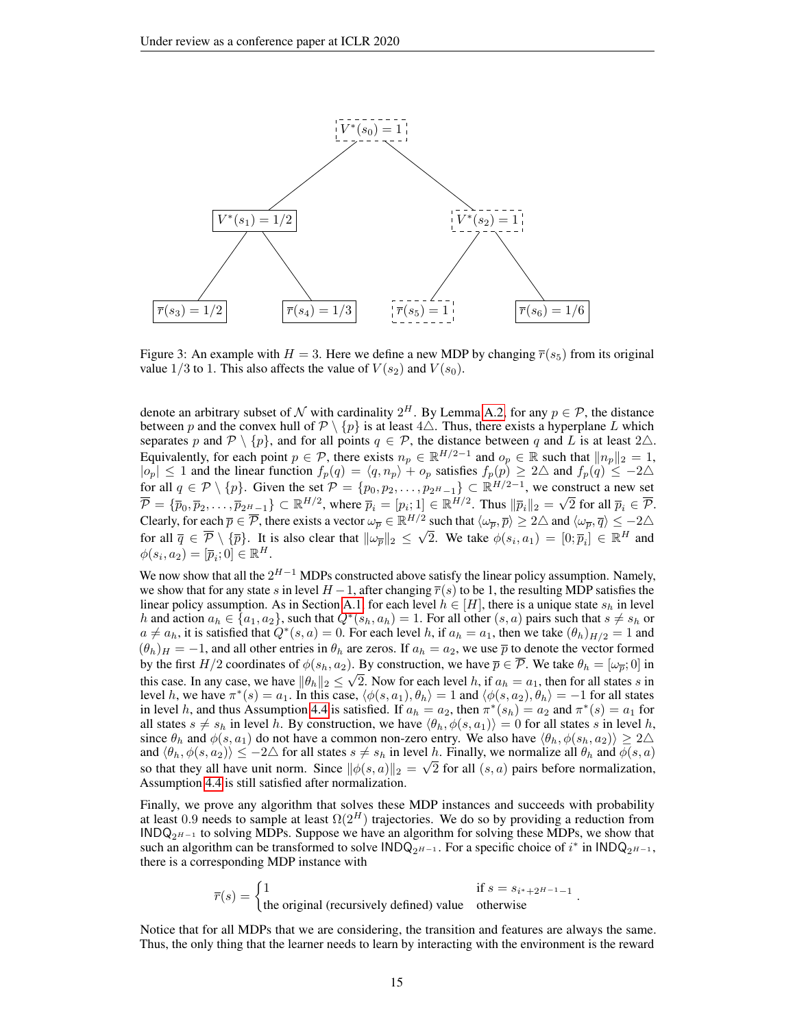Figure 3: An example with $H = 3$. Here we define a new MDP by changing $\overline{r}(s_5)$ from its original value $1/3$ to 1. This also affects the value of $V(s_2)$ and $V(s_0)$.

denote an arbitrary subset of $\mathcal{N}$ with cardinality $2^H$. By Lemma A.2, for any $p \in \mathcal{P}$, the distance between $p$ and the convex hull of $\mathcal{P} \setminus \{p\}$ is at least $4\triangle$. Thus, there exists a hyperplane $L$ which separates $p$ and $\mathcal{P} \setminus \{p\}$, and for all points $q \in \mathcal{P}$, the distance between $q$ and $L$ is at least $2\triangle$. Equivalently, for each point $p \in \mathcal{P}$, there exists $n_p \in \mathbb{R}^{H/2-1}$ and $o_p \in \mathbb{R}$ such that $\|n_p\|_2 = 1$, $|o_p| \leq 1$ and the linear function $f_p(q) = \langle q, n_p \rangle + o_p$ satisfies $f_p(p) \geq 2\triangle$ and $f_p(q) \leq -2\triangle$ for all $q \in \mathcal{P} \setminus \{p\}$. Given the set $\mathcal{P} = \{p_0, p_2, \ldots, p_{2^H-1}\} \subset \mathbb{R}^{H/2-1}$, we construct a new set $\overline{\mathcal{P}} = \{\overline{p}_0, \overline{p}_2, \ldots, \overline{p}_{2^H-1}\} \subset \mathbb{R}^{H/2}$, where $\overline{p}_i = [p_i; 1] \in \mathbb{R}^{H/2}$. Thus $\|\overline{p}_i\|_2 = \sqrt{2}$ for all $\overline{p}_i \in \overline{\mathcal{P}}$. Clearly, for each $\overline{p} \in \overline{\mathcal{P}}$, there exists a vector $\omega_{\overline{p}} \in \mathbb{R}^{H/2}$ such that $\langle \omega_{\overline{p}}, \overline{p} \rangle \geq 2\triangle$ and $\langle \omega_{\overline{p}}, \overline{q} \rangle \leq -2\triangle$ for all $\overline{q} \in \overline{\mathcal{P}} \setminus \{\overline{p}\}$. It is also clear that $\|\omega_{\overline{p}}\|_2 \leq \sqrt{2}$. We take $\phi(s_i, a_1) = [0; \overline{p}_i] \in \mathbb{R}^H$ and $\phi(s_i, a_2) = [\overline{p}_i; 0] \in \mathbb{R}^H$.

We now show that all the $2^{H-1}$ MDPs constructed above satisfy the linear policy assumption. Namely, we show that for any state $s$ in level $H-1$, after changing $\overline{r}(s)$ to be 1, the resulting MDP satisfies the linear policy assumption. As in Section A.1, for each level $h \in [H]$, there is a unique state $s_h$ in level $h$ and action $a_h \in \{a_1, a_2\}$, such that $Q^*(s_h, a_h) = 1$. For all other $(s, a)$ pairs such that $s \neq s_h$ or $a \neq a_h$, it is satisfied that $Q^*(s, a) = 0$. For each level $h$, if $a_h = a_1$, then we take $(\theta_h)_{H/2} = 1$ and $(\theta_h)_H = -1$, and all other entries in $\theta_h$ are zeros. If $a_h = a_2$, we use $\overline{p}$ to denote the vector formed by the first $H/2$ coordinates of $\phi(s_h, a_2)$. By construction, we have $\overline{p} \in \overline{\mathcal{P}}$. We take $\theta_h = [\omega_{\overline{p}}; 0]$ in this case. In any case, we have $\|\theta_h\|_2 \leq \sqrt{2}$. Now for each level $h$, if $a_h = a_1$, then for all states $s$ in level $h$, we have $\pi^*(s) = a_1$. In this case, $\langle \phi(s, a_1), \theta_h \rangle = 1$ and $\langle \phi(s, a_2), \theta_h \rangle = -1$ for all states in level $h$, and thus Assumption 4.4 is satisfied. If $a_h = a_2$, then $\pi^*(s_h) = a_2$ and $\pi^*(s) = a_1$ for all states $s \neq s_h$ in level $h$. By construction, we have $\langle \theta_h, \phi(s, a_1) \rangle = 0$ for all states $s$ in level $h$, since $\theta_h$ and $\phi(s, a_1)$ do not have a common non-zero entry. We also have $\langle \theta_h, \phi(s_h, a_2) \rangle \geq 2\triangle$ and $\langle \theta_h, \phi(s, a_2) \rangle \leq -2\triangle$ for all states $s \neq s_h$ in level $h$. Finally, we normalize all $\theta_h$ and $\phi(s, a)$ so that they all have unit norm. Since $\|\phi(s, a)\|_2 = \sqrt{2}$ for all $(s, a)$ pairs before normalization, Assumption 4.4 is still satisfied after normalization.

Finally, we prove any algorithm that solves these MDP instances and succeeds with probability at least 0.9 needs to sample at least $\Omega(2^H)$ trajectories. We do so by providing a reduction from $\mathsf{INDQ}_{2^{H-1}}$ to solving MDPs. Suppose we have an algorithm for solving these MDPs, we show that such an algorithm can be transformed to solve $\mathsf{INDQ}_{2^{H-1}}$. For a specific choice of $i^*$ in $\mathsf{INDQ}_{2^{H-1}}$, there is a corresponding MDP instance with

$$\overline{r}(s) = \begin{cases} 1 & \text{if } s = s_{i^*+2^{H-1}-1} \\ \text{the original (recursively defined) value} & \text{otherwise} \end{cases}.$$

Notice that for all MDPs that we are considering, the transition and features are always the same. Thus, the only thing that the learner needs to learn by interacting with the environment is the reward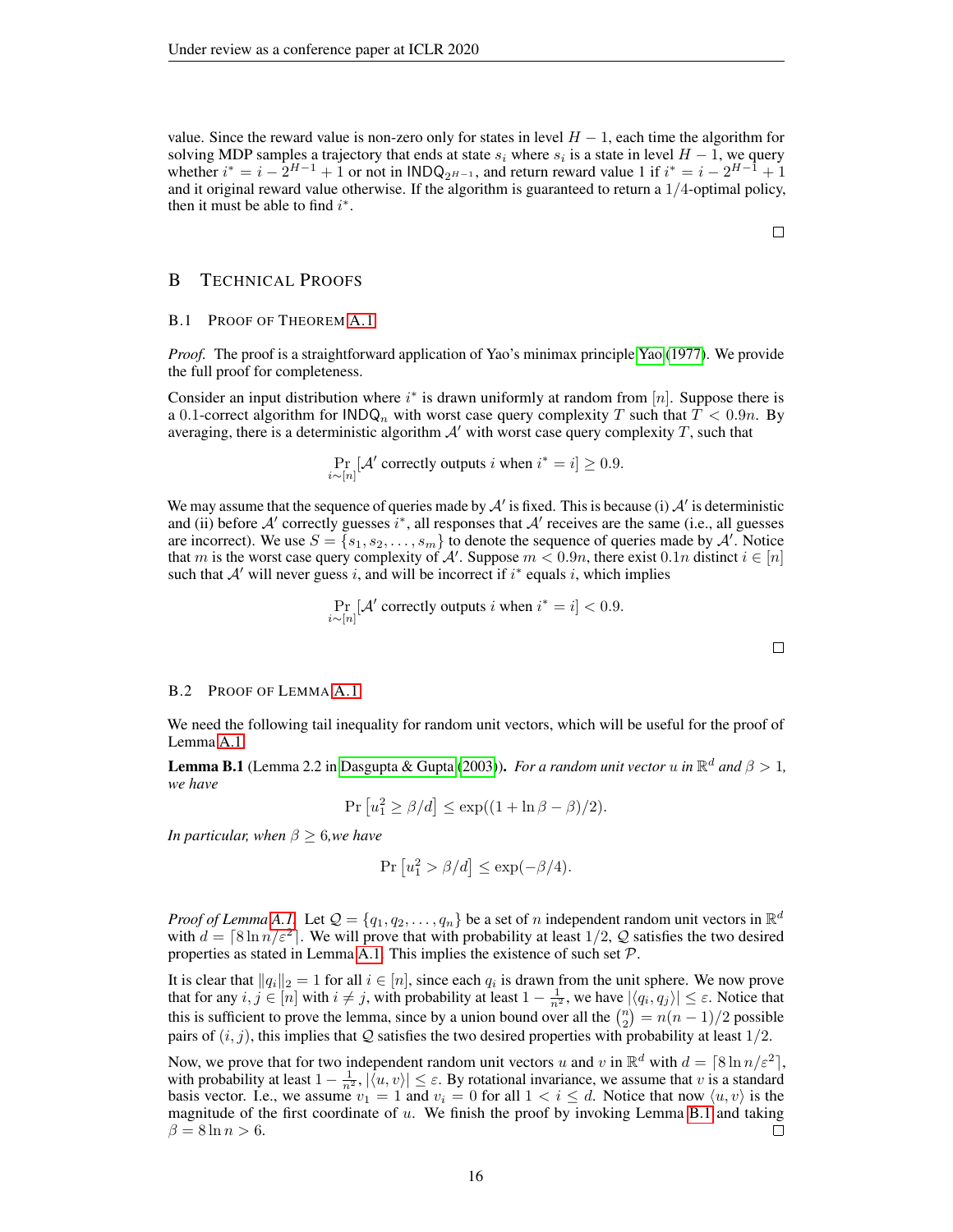value. Since the reward value is non-zero only for states in level $H-1$, each time the algorithm for solving MDP samples a trajectory that ends at state $s_i$ where $s_i$ is a state in level $H-1$, we query whether $i^* = i - 2^{H-1} + 1$ or not in $\mathsf{INDQ}_{2^{H-1}}$, and return reward value 1 if $i^* = i - 2^{H-1} + 1$ and it original reward value otherwise. If the algorithm is guaranteed to return a $1/4$-optimal policy, then it must be able to find $i^*$.

□

## B Technical Proofs

### B.1 Proof of Theorem A.1

*Proof.* The proof is a straightforward application of Yao's minimax principle Yao (1977). We provide the full proof for completeness.

Consider an input distribution where $i^*$ is drawn uniformly at random from $[n]$. Suppose there is a $0.1$-correct algorithm for $\mathsf{INDQ}_n$ with worst case query complexity $T$ such that $T < 0.9n$. By averaging, there is a deterministic algorithm $\mathcal{A}'$ with worst case query complexity $T$, such that

$$\Pr_{i \sim [n]}[\mathcal{A}' \text{ correctly outputs } i \text{ when } i^* = i] \geq 0.9.$$

We may assume that the sequence of queries made by $\mathcal{A}'$ is fixed. This is because (i) $\mathcal{A}'$ is deterministic and (ii) before $\mathcal{A}'$ correctly guesses $i^*$, all responses that $\mathcal{A}'$ receives are the same (i.e., all guesses are incorrect). We use $S = \{s_1, s_2, \ldots, s_m\}$ to denote the sequence of queries made by $\mathcal{A}'$. Notice that $m$ is the worst case query complexity of $\mathcal{A}'$. Suppose $m < 0.9n$, there exist $0.1n$ distinct $i \in [n]$ such that $\mathcal{A}'$ will never guess $i$, and will be incorrect if $i^*$ equals $i$, which implies

$$\Pr_{i \sim [n]}[\mathcal{A}' \text{ correctly outputs } i \text{ when } i^* = i] < 0.9.$$

□

### B.2 Proof of Lemma A.1

We need the following tail inequality for random unit vectors, which will be useful for the proof of Lemma A.1.

**Lemma B.1** (Lemma 2.2 in Dasgupta & Gupta (2003)). *For a random unit vector $u$ in $\mathbb{R}^d$ and $\beta > 1$, we have*

$$\Pr\left[u_1^2 \geq \beta/d\right] \leq \exp((1 + \ln \beta - \beta)/2).$$

*In particular, when $\beta \geq 6$, we have*

$$\Pr\left[u_1^2 > \beta/d\right] \leq \exp(-\beta/4).$$

*Proof of Lemma A.1.* Let $\mathcal{Q} = \{q_1, q_2, \ldots, q_n\}$ be a set of $n$ independent random unit vectors in $\mathbb{R}^d$ with $d = \lceil 8 \ln n / \varepsilon^2 \rceil$. We will prove that with probability at least $1/2$, $\mathcal{Q}$ satisfies the two desired properties as stated in Lemma A.1. This implies the existence of such set $\mathcal{P}$.

It is clear that $\|q_i\|_2 = 1$ for all $i \in [n]$, since each $q_i$ is drawn from the unit sphere. We now prove that for any $i, j \in [n]$ with $i \neq j$, with probability at least $1 - \frac{1}{n^2}$, we have $|\langle q_i, q_j \rangle| \leq \varepsilon$. Notice that this is sufficient to prove the lemma, since by a union bound over all the $\binom{n}{2} = n(n-1)/2$ possible pairs of $(i, j)$, this implies that $\mathcal{Q}$ satisfies the two desired properties with probability at least $1/2$.

Now, we prove that for two independent random unit vectors $u$ and $v$ in $\mathbb{R}^d$ with $d = \lceil 8 \ln n / \varepsilon^2 \rceil$, with probability at least $1 - \frac{1}{n^2}$, $|\langle u, v \rangle| \leq \varepsilon$. By rotational invariance, we assume that $v$ is a standard basis vector. I.e., we assume $v_1 = 1$ and $v_i = 0$ for all $1 < i \leq d$. Notice that now $\langle u, v \rangle$ is the magnitude of the first coordinate of $u$. We finish the proof by invoking Lemma B.1 and taking $\beta = 8 \ln n > 6$.

□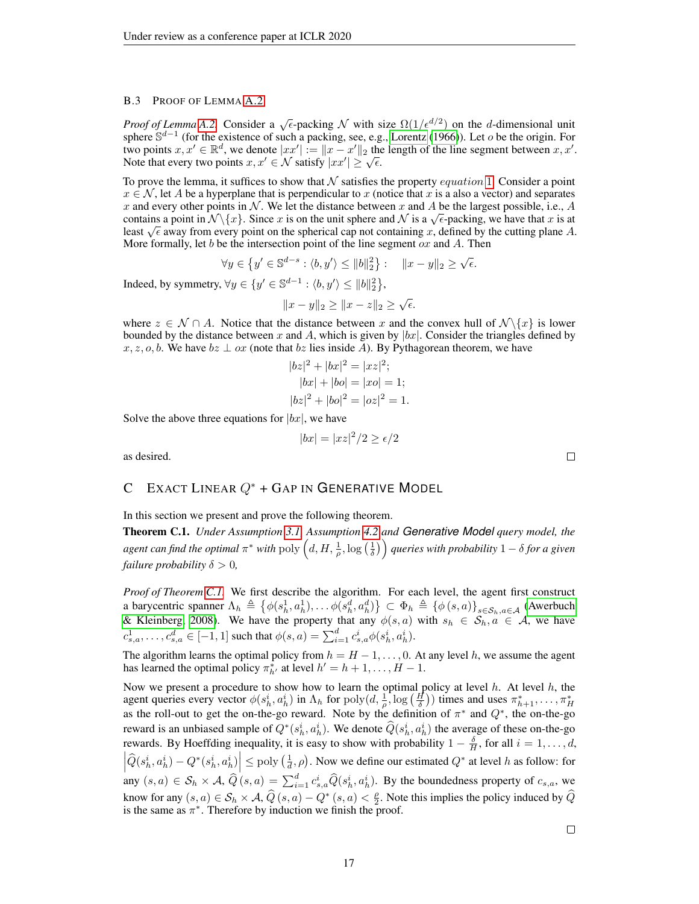### B.3 Proof of Lemma A.2

*Proof of Lemma A.2.* Consider a $\sqrt{\epsilon}$-packing $\mathcal{N}$ with size $\Omega(1/\epsilon^{d/2})$ on the $d$-dimensional unit sphere $\mathbb{S}^{d-1}$ (for the existence of such a packing, see, e.g., Lorentz (1966)). Let $o$ be the origin. For two points $x, x' \in \mathbb{R}^d$, we denote $|xx'| := \|x - x'\|_2$ the length of the line segment between $x, x'$. Note that every two points $x, x' \in \mathcal{N}$ satisfy $|xx'| \geq \sqrt{\epsilon}$.

To prove the lemma, it suffices to show that $\mathcal{N}$ satisfies the property *equation* 1. Consider a point $x \in \mathcal{N}$, let $A$ be a hyperplane that is perpendicular to $x$ (notice that $x$ is a also a vector) and separates $x$ and every other points in $\mathcal{N}$. We let the distance between $x$ and $A$ be the largest possible, i.e., $A$ contains a point in $\mathcal{N}\backslash\{x\}$. Since $x$ is on the unit sphere and $\mathcal{N}$ is a $\sqrt{\epsilon}$-packing, we have that $x$ is at least $\sqrt{\epsilon}$ away from every point on the spherical cap not containing $x$, defined by the cutting plane $A$. More formally, let $b$ be the intersection point of the line segment $ox$ and $A$. Then

$$\forall y \in \left\{y' \in \mathbb{S}^{d-s} : \langle b, y' \rangle \leq \|b\|_2^2\right\} : \quad \|x - y\|_2 \geq \sqrt{\epsilon}.$$

Indeed, by symmetry, $\forall y \in \{y' \in \mathbb{S}^{d-1} : \langle b, y' \rangle \leq \|b\|_2^2\}$,

$$\|x - y\|_2 \geq \|x - z\|_2 \geq \sqrt{\epsilon}.$$

where $z \in \mathcal{N} \cap A$. Notice that the distance between $x$ and the convex hull of $\mathcal{N}\backslash\{x\}$ is lower bounded by the distance between $x$ and $A$, which is given by $|bx|$. Consider the triangles defined by $x, z, o, b$. We have $bz \perp ox$ (note that $bz$ lies inside $A$). By Pythagorean theorem, we have

$$|bz|^2 + |bx|^2 = |xz|^2;$$
$$|bx| + |bo| = |xo| = 1;$$
$$|bz|^2 + |bo|^2 = |oz|^2 = 1.$$

Solve the above three equations for $|bx|$, we have

$$|bx| = |xz|^2/2 \geq \epsilon/2$$

as desired. □

## C Exact Linear $Q^*$ + Gap in Generative Model

In this section we present and prove the following theorem.

**Theorem C.1.** *Under Assumption 3.1, Assumption 4.2 and Generative Model query model, the agent can find the optimal $\pi^*$ with $\text{poly}\left(d, H, \frac{1}{\rho}, \log\left(\frac{1}{\delta}\right)\right)$ queries with probability $1 - \delta$ for a given failure probability $\delta > 0$,*

*Proof of Theorem C.1.* We first describe the algorithm. For each level, the agent first construct a barycentric spanner $\Lambda_h \triangleq \left\{\phi(s_d^1, a_h^1), \ldots \phi(s_h^d, a_h^d)\right\} \subset \Phi_h \triangleq \left\{\phi\left(s, a\right)\right\}_{s \in \mathcal{S}_h, a \in \mathcal{A}}$ (Awerbuch & Kleinberg, 2008). We have the property that any $\phi(s, a)$ with $s_h \in \mathcal{S}_h, a \in \mathcal{A}$, we have $c_{s,a}^1, \ldots, c_{s,a}^d \in [-1, 1]$ such that $\phi(s, a) = \sum_{i=1}^d c_{s,a}^i \phi(s_h^i, a_h^i)$.

The algorithm learns the optimal policy from $h = H - 1, \ldots, 0$. At any level $h$, we assume the agent has learned the optimal policy $\pi_{h'}^*$ at level $h' = h + 1, \ldots, H - 1$.

Now we present a procedure to show how to learn the optimal policy at level $h$. At level $h$, the agent queries every vector $\phi(s_h^i, a_h^i)$ in $\Lambda_h$ for $\text{poly}(d, \frac{1}{\rho}, \log\left(\frac{H}{\delta}\right))$ times and uses $\pi_{h+1}^*, \ldots, \pi_H^*$ as the roll-out to get the on-the-go reward. Note by the definition of $\pi^*$ and $Q^*$, the on-the-go reward is an unbiased sample of $Q^*(s_h^i, a_h^i)$. We denote $\widehat{Q}(s_h^i, a_h^i)$ the average of these on-the-go rewards. By Hoeffding inequality, it is easy to show with probability $1 - \frac{\delta}{H}$, for all $i = 1, \ldots, d$, $\left|\widehat{Q}(s_h^i, a_h^i) - Q^*(s_h^i, a_h^i)\right| \leq \text{poly}\left(\frac{1}{d}, \rho\right)$. Now we define our estimated $Q^*$ at level $h$ as follow: for any $(s, a) \in \mathcal{S}_h \times \mathcal{A}$, $\widehat{Q}\left(s, a\right) = \sum_{i=1}^d c_{s,a}^i \widehat{Q}(s_h^i, a_h^i)$. By the boundedness property of $c_{s,a}$, we know for any $(s, a) \in \mathcal{S}_h \times \mathcal{A}$, $\widehat{Q}\left(s, a\right) - Q^*\left(s, a\right) < \frac{\rho}{2}$. Note this implies the policy induced by $\widehat{Q}$ is the same as $\pi^*$. Therefore by induction we finish the proof.

□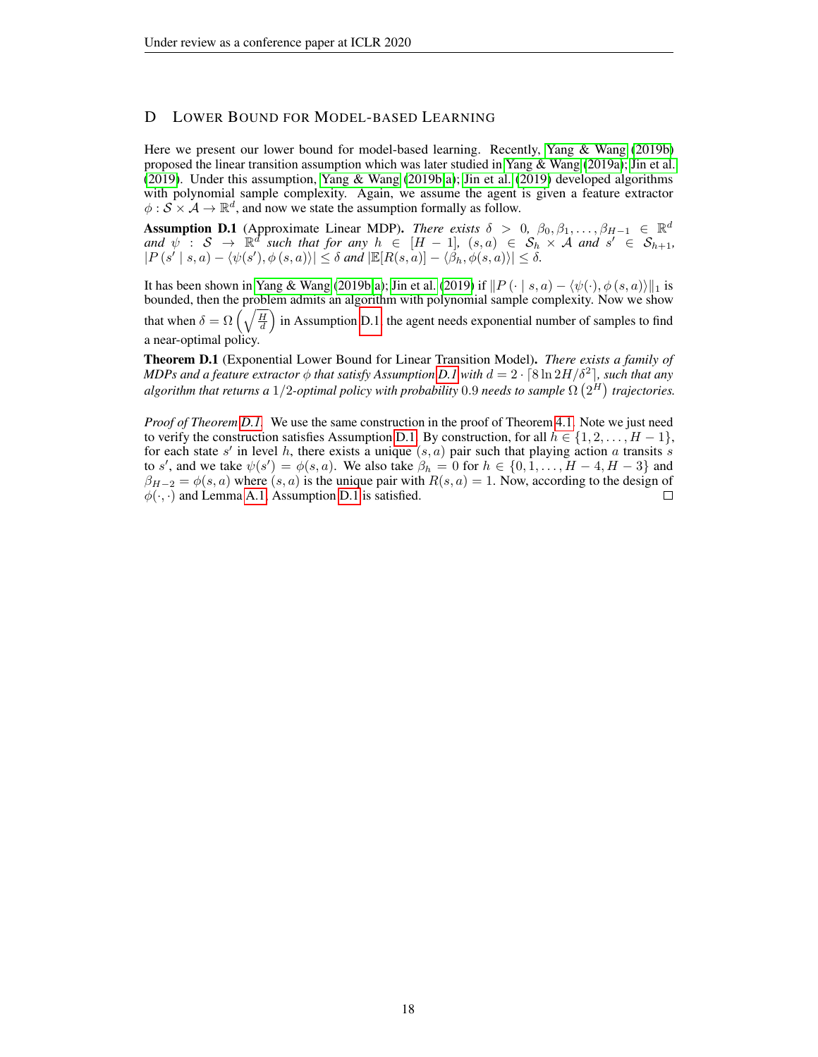# D Lower Bound for Model-based Learning

Here we present our lower bound for model-based learning. Recently, Yang & Wang (2019b) proposed the linear transition assumption which was later studied in Yang & Wang (2019a); Jin et al. (2019). Under this assumption, Yang & Wang (2019b;a); Jin et al. (2019) developed algorithms with polynomial sample complexity. Again, we assume the agent is given a feature extractor $\phi : \mathcal{S} \times \mathcal{A} \to \mathbb{R}^d$, and now we state the assumption formally as follow.

**Assumption D.1** (Approximate Linear MDP). *There exists $\delta > 0$, $\beta_0, \beta_1, \ldots, \beta_{H-1} \in \mathbb{R}^d$ and $\psi : \mathcal{S} \to \mathbb{R}^d$ such that for any $h \in [H-1]$, $(s, a) \in \mathcal{S}_h \times \mathcal{A}$ and $s' \in \mathcal{S}_{h+1}$, $|P(s' \mid s, a) - \langle \psi(s'), \phi(s, a) \rangle| \le \delta$ and $|\mathbb{E}[R(s, a)] - \langle \beta_h, \phi(s, a) \rangle| \le \delta$.*

It has been shown in Yang & Wang (2019b;a); Jin et al. (2019) if $\|P(\cdot \mid s, a) - \langle \psi(\cdot), \phi(s, a) \rangle\|_1$ is bounded, then the problem admits an algorithm with polynomial sample complexity. Now we show that when $\delta = \Omega\left(\sqrt{\frac{H}{d}}\right)$ in Assumption D.1, the agent needs exponential number of samples to find a near-optimal policy.

**Theorem D.1** (Exponential Lower Bound for Linear Transition Model). *There exists a family of MDPs and a feature extractor $\phi$ that satisfy Assumption D.1 with $d = 2 \cdot \lceil 8 \ln 2H / \delta^2 \rceil$, such that any algorithm that returns a $1/2$-optimal policy with probability $0.9$ needs to sample $\Omega\left(2^H\right)$ trajectories.*

*Proof of Theorem D.1.* We use the same construction in the proof of Theorem 4.1. Note we just need to verify the construction satisfies Assumption D.1. By construction, for all $h \in \{1, 2, \ldots, H-1\}$, for each state $s'$ in level $h$, there exists a unique $(s, a)$ pair such that playing action $a$ transits $s$ to $s'$, and we take $\psi(s') = \phi(s, a)$. We also take $\beta_h = 0$ for $h \in \{0, 1, \ldots, H-4, H-3\}$ and $\beta_{H-2} = \phi(s, a)$ where $(s, a)$ is the unique pair with $R(s, a) = 1$. Now, according to the design of $\phi(\cdot, \cdot)$ and Lemma A.1, Assumption D.1 is satisfied. $\square$